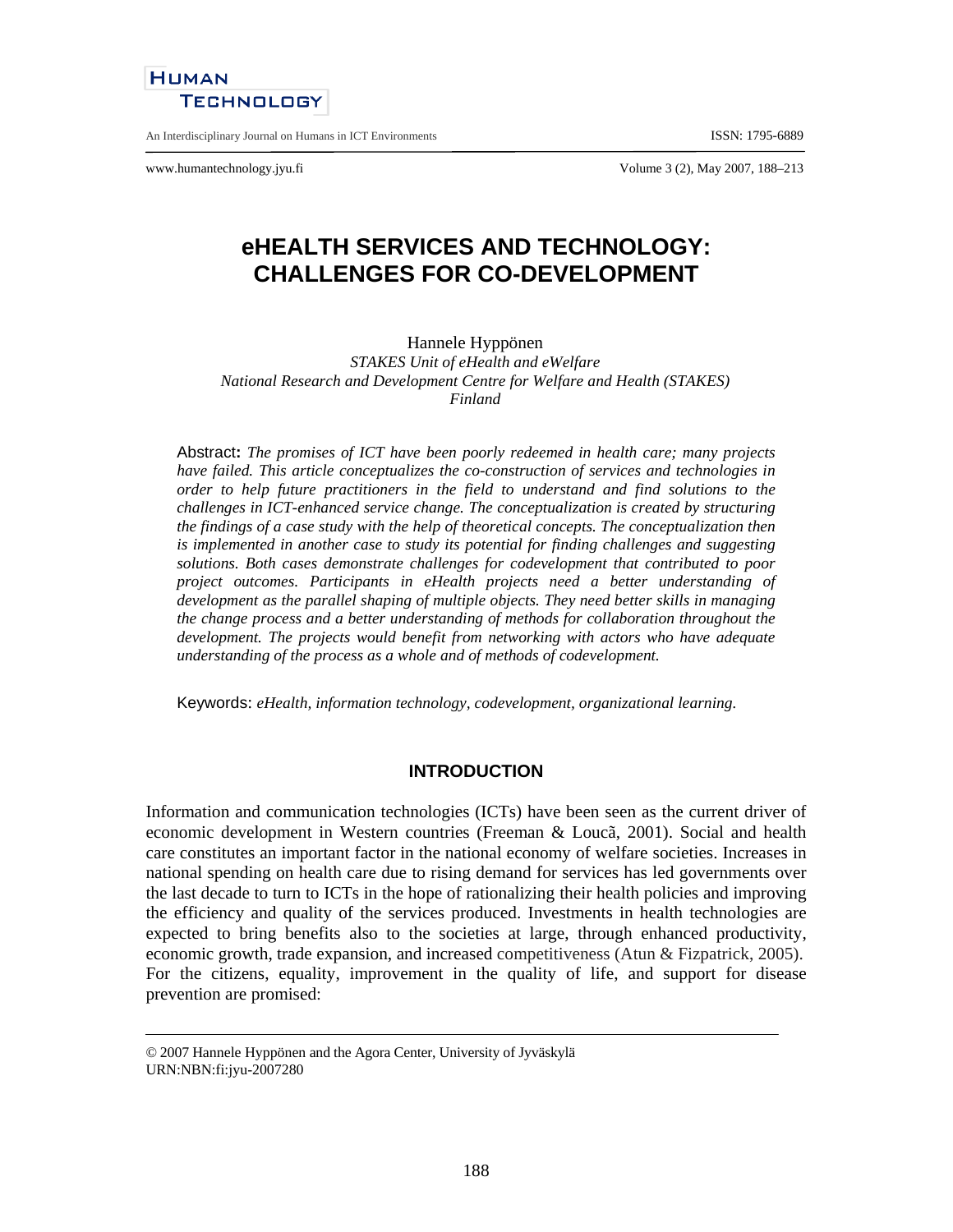# eHEALTH SERVICES AND TECHNOLOGY: CHALLENGES FOR CO-DEVELOPMENT

Hannele Hyppönen
*STAKES Unit of eHealth and eWelfare*
*National Research and Development Centre for Welfare and Health (STAKES)*
*Finland*

Abstract: *The promises of ICT have been poorly redeemed in health care; many projects have failed. This article conceptualizes the co-construction of services and technologies in order to help future practitioners in the field to understand and find solutions to the challenges in ICT-enhanced service change. The conceptualization is created by structuring the findings of a case study with the help of theoretical concepts. The conceptualization then is implemented in another case to study its potential for finding challenges and suggesting solutions. Both cases demonstrate challenges for codevelopment that contributed to poor project outcomes. Participants in eHealth projects need a better understanding of development as the parallel shaping of multiple objects. They need better skills in managing the change process and a better understanding of methods for collaboration throughout the development. The projects would benefit from networking with actors who have adequate understanding of the process as a whole and of methods of codevelopment.*

Keywords: *eHealth, information technology, codevelopment, organizational learning.*

## INTRODUCTION

Information and communication technologies (ICTs) have been seen as the current driver of economic development in Western countries (Freeman & Loucã, 2001). Social and health care constitutes an important factor in the national economy of welfare societies. Increases in national spending on health care due to rising demand for services has led governments over the last decade to turn to ICTs in the hope of rationalizing their health policies and improving the efficiency and quality of the services produced. Investments in health technologies are expected to bring benefits also to the societies at large, through enhanced productivity, economic growth, trade expansion, and increased competitiveness (Atun & Fizpatrick, 2005). For the citizens, equality, improvement in the quality of life, and support for disease prevention are promised:

---

© 2007 Hannele Hyppönen and the Agora Center, University of Jyväskylä
URN:NBN:fi:jyu-2007280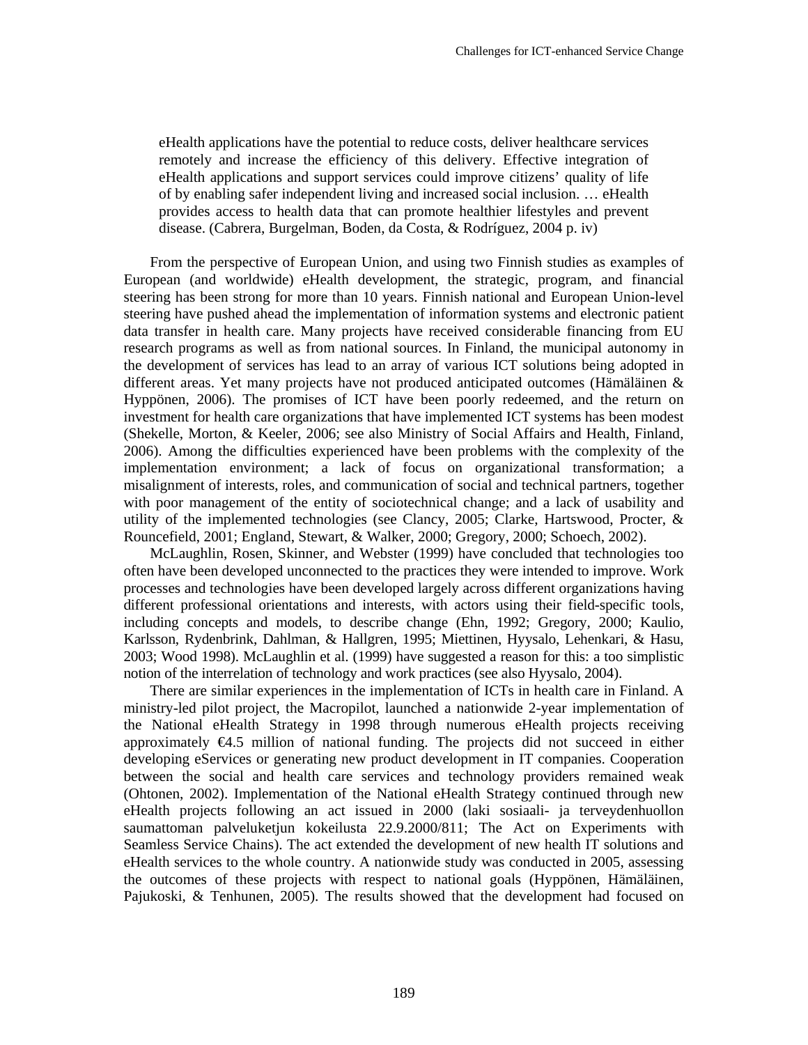> eHealth applications have the potential to reduce costs, deliver healthcare services remotely and increase the efficiency of this delivery. Effective integration of eHealth applications and support services could improve citizens' quality of life of by enabling safer independent living and increased social inclusion. … eHealth provides access to health data that can promote healthier lifestyles and prevent disease. (Cabrera, Burgelman, Boden, da Costa, & Rodríguez, 2004 p. iv)

From the perspective of European Union, and using two Finnish studies as examples of European (and worldwide) eHealth development, the strategic, program, and financial steering has been strong for more than 10 years. Finnish national and European Union-level steering have pushed ahead the implementation of information systems and electronic patient data transfer in health care. Many projects have received considerable financing from EU research programs as well as from national sources. In Finland, the municipal autonomy in the development of services has lead to an array of various ICT solutions being adopted in different areas. Yet many projects have not produced anticipated outcomes (Hämäläinen & Hyppönen, 2006). The promises of ICT have been poorly redeemed, and the return on investment for health care organizations that have implemented ICT systems has been modest (Shekelle, Morton, & Keeler, 2006; see also Ministry of Social Affairs and Health, Finland, 2006). Among the difficulties experienced have been problems with the complexity of the implementation environment; a lack of focus on organizational transformation; a misalignment of interests, roles, and communication of social and technical partners, together with poor management of the entity of sociotechnical change; and a lack of usability and utility of the implemented technologies (see Clancy, 2005; Clarke, Hartswood, Procter, & Rouncefield, 2001; England, Stewart, & Walker, 2000; Gregory, 2000; Schoech, 2002).

McLaughlin, Rosen, Skinner, and Webster (1999) have concluded that technologies too often have been developed unconnected to the practices they were intended to improve. Work processes and technologies have been developed largely across different organizations having different professional orientations and interests, with actors using their field-specific tools, including concepts and models, to describe change (Ehn, 1992; Gregory, 2000; Kaulio, Karlsson, Rydenbrink, Dahlman, & Hallgren, 1995; Miettinen, Hyysalo, Lehenkari, & Hasu, 2003; Wood 1998). McLaughlin et al. (1999) have suggested a reason for this: a too simplistic notion of the interrelation of technology and work practices (see also Hyysalo, 2004).

There are similar experiences in the implementation of ICTs in health care in Finland. A ministry-led pilot project, the Macropilot, launched a nationwide 2-year implementation of the National eHealth Strategy in 1998 through numerous eHealth projects receiving approximately €4.5 million of national funding. The projects did not succeed in either developing eServices or generating new product development in IT companies. Cooperation between the social and health care services and technology providers remained weak (Ohtonen, 2002). Implementation of the National eHealth Strategy continued through new eHealth projects following an act issued in 2000 (laki sosiaali- ja terveydenhuollon saumattoman palveluketjun kokeilusta 22.9.2000/811; The Act on Experiments with Seamless Service Chains). The act extended the development of new health IT solutions and eHealth services to the whole country. A nationwide study was conducted in 2005, assessing the outcomes of these projects with respect to national goals (Hyppönen, Hämäläinen, Pajukoski, & Tenhunen, 2005). The results showed that the development had focused on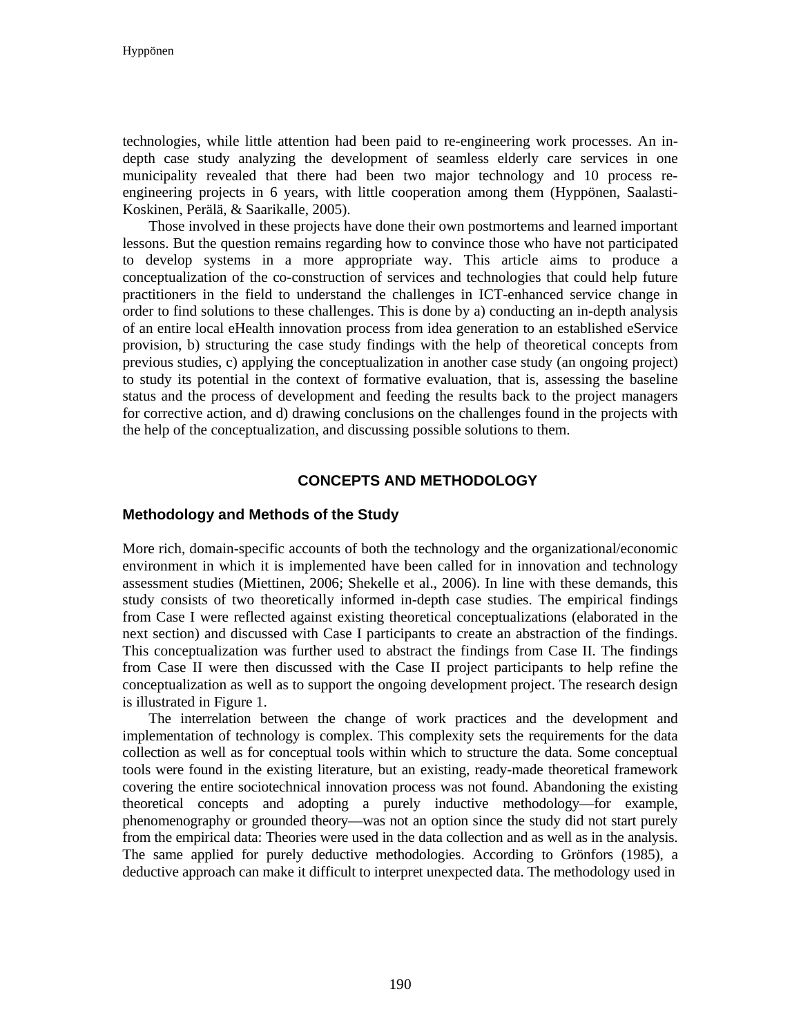technologies, while little attention had been paid to re-engineering work processes. An in-depth case study analyzing the development of seamless elderly care services in one municipality revealed that there had been two major technology and 10 process re-engineering projects in 6 years, with little cooperation among them (Hyppönen, Saalasti-Koskinen, Perälä, & Saarikalle, 2005).

Those involved in these projects have done their own postmortems and learned important lessons. But the question remains regarding how to convince those who have not participated to develop systems in a more appropriate way. This article aims to produce a conceptualization of the co-construction of services and technologies that could help future practitioners in the field to understand the challenges in ICT-enhanced service change in order to find solutions to these challenges. This is done by a) conducting an in-depth analysis of an entire local eHealth innovation process from idea generation to an established eService provision, b) structuring the case study findings with the help of theoretical concepts from previous studies, c) applying the conceptualization in another case study (an ongoing project) to study its potential in the context of formative evaluation, that is, assessing the baseline status and the process of development and feeding the results back to the project managers for corrective action, and d) drawing conclusions on the challenges found in the projects with the help of the conceptualization, and discussing possible solutions to them.

## CONCEPTS AND METHODOLOGY

### Methodology and Methods of the Study

More rich, domain-specific accounts of both the technology and the organizational/economic environment in which it is implemented have been called for in innovation and technology assessment studies (Miettinen, 2006; Shekelle et al., 2006). In line with these demands, this study consists of two theoretically informed in-depth case studies. The empirical findings from Case I were reflected against existing theoretical conceptualizations (elaborated in the next section) and discussed with Case I participants to create an abstraction of the findings. This conceptualization was further used to abstract the findings from Case II. The findings from Case II were then discussed with the Case II project participants to help refine the conceptualization as well as to support the ongoing development project. The research design is illustrated in Figure 1.

The interrelation between the change of work practices and the development and implementation of technology is complex. This complexity sets the requirements for the data collection as well as for conceptual tools within which to structure the data. Some conceptual tools were found in the existing literature, but an existing, ready-made theoretical framework covering the entire sociotechnical innovation process was not found. Abandoning the existing theoretical concepts and adopting a purely inductive methodology—for example, phenomenography or grounded theory—was not an option since the study did not start purely from the empirical data: Theories were used in the data collection and as well as in the analysis. The same applied for purely deductive methodologies. According to Grönfors (1985), a deductive approach can make it difficult to interpret unexpected data. The methodology used in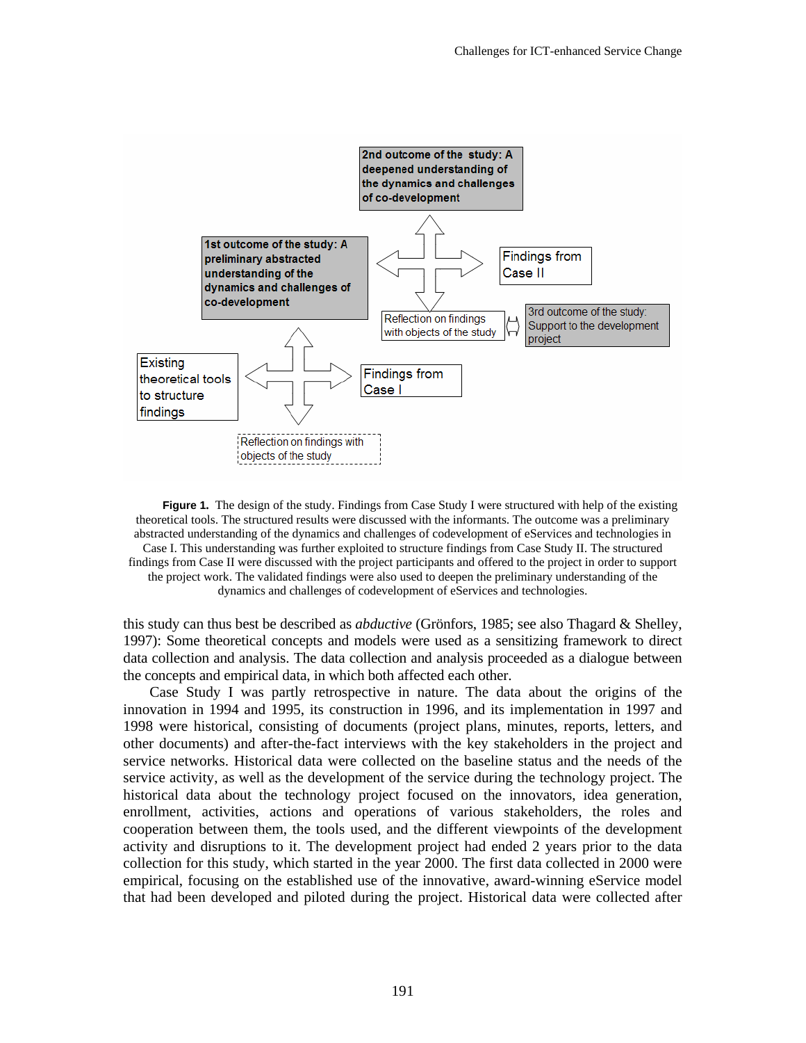**Figure 1.** The design of the study. Findings from Case Study I were structured with help of the existing theoretical tools. The structured results were discussed with the informants. The outcome was a preliminary abstracted understanding of the dynamics and challenges of codevelopment of eServices and technologies in Case I. This understanding was further exploited to structure findings from Case Study II. The structured findings from Case II were discussed with the project participants and offered to the project in order to support the project work. The validated findings were also used to deepen the preliminary understanding of the dynamics and challenges of codevelopment of eServices and technologies.

this study can thus best be described as *abductive* (Grönfors, 1985; see also Thagard & Shelley, 1997): Some theoretical concepts and models were used as a sensitizing framework to direct data collection and analysis. The data collection and analysis proceeded as a dialogue between the concepts and empirical data, in which both affected each other.

Case Study I was partly retrospective in nature. The data about the origins of the innovation in 1994 and 1995, its construction in 1996, and its implementation in 1997 and 1998 were historical, consisting of documents (project plans, minutes, reports, letters, and other documents) and after-the-fact interviews with the key stakeholders in the project and service networks. Historical data were collected on the baseline status and the needs of the service activity, as well as the development of the service during the technology project. The historical data about the technology project focused on the innovators, idea generation, enrollment, activities, actions and operations of various stakeholders, the roles and cooperation between them, the tools used, and the different viewpoints of the development activity and disruptions to it. The development project had ended 2 years prior to the data collection for this study, which started in the year 2000. The first data collected in 2000 were empirical, focusing on the established use of the innovative, award-winning eService model that had been developed and piloted during the project. Historical data were collected after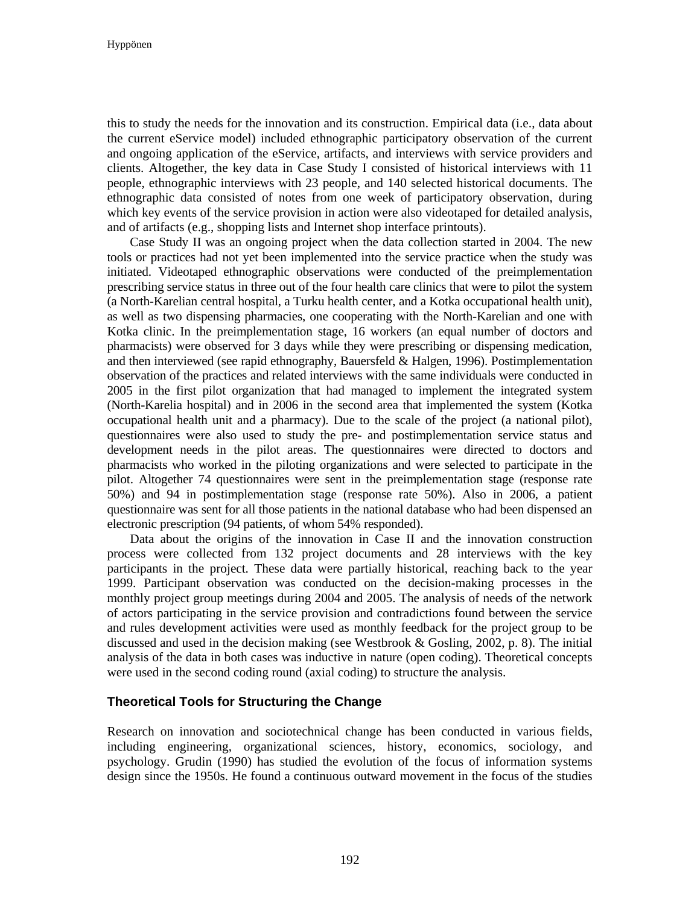this to study the needs for the innovation and its construction. Empirical data (i.e., data about the current eService model) included ethnographic participatory observation of the current and ongoing application of the eService, artifacts, and interviews with service providers and clients. Altogether, the key data in Case Study I consisted of historical interviews with 11 people, ethnographic interviews with 23 people, and 140 selected historical documents. The ethnographic data consisted of notes from one week of participatory observation, during which key events of the service provision in action were also videotaped for detailed analysis, and of artifacts (e.g., shopping lists and Internet shop interface printouts).

Case Study II was an ongoing project when the data collection started in 2004. The new tools or practices had not yet been implemented into the service practice when the study was initiated. Videotaped ethnographic observations were conducted of the preimplementation prescribing service status in three out of the four health care clinics that were to pilot the system (a North-Karelian central hospital, a Turku health center, and a Kotka occupational health unit), as well as two dispensing pharmacies, one cooperating with the North-Karelian and one with Kotka clinic. In the preimplementation stage, 16 workers (an equal number of doctors and pharmacists) were observed for 3 days while they were prescribing or dispensing medication, and then interviewed (see rapid ethnography, Bauersfeld & Halgen, 1996). Postimplementation observation of the practices and related interviews with the same individuals were conducted in 2005 in the first pilot organization that had managed to implement the integrated system (North-Karelia hospital) and in 2006 in the second area that implemented the system (Kotka occupational health unit and a pharmacy). Due to the scale of the project (a national pilot), questionnaires were also used to study the pre- and postimplementation service status and development needs in the pilot areas. The questionnaires were directed to doctors and pharmacists who worked in the piloting organizations and were selected to participate in the pilot. Altogether 74 questionnaires were sent in the preimplementation stage (response rate 50%) and 94 in postimplementation stage (response rate 50%). Also in 2006, a patient questionnaire was sent for all those patients in the national database who had been dispensed an electronic prescription (94 patients, of whom 54% responded).

Data about the origins of the innovation in Case II and the innovation construction process were collected from 132 project documents and 28 interviews with the key participants in the project. These data were partially historical, reaching back to the year 1999. Participant observation was conducted on the decision-making processes in the monthly project group meetings during 2004 and 2005. The analysis of needs of the network of actors participating in the service provision and contradictions found between the service and rules development activities were used as monthly feedback for the project group to be discussed and used in the decision making (see Westbrook & Gosling, 2002, p. 8). The initial analysis of the data in both cases was inductive in nature (open coding). Theoretical concepts were used in the second coding round (axial coding) to structure the analysis.

## Theoretical Tools for Structuring the Change

Research on innovation and sociotechnical change has been conducted in various fields, including engineering, organizational sciences, history, economics, sociology, and psychology. Grudin (1990) has studied the evolution of the focus of information systems design since the 1950s. He found a continuous outward movement in the focus of the studies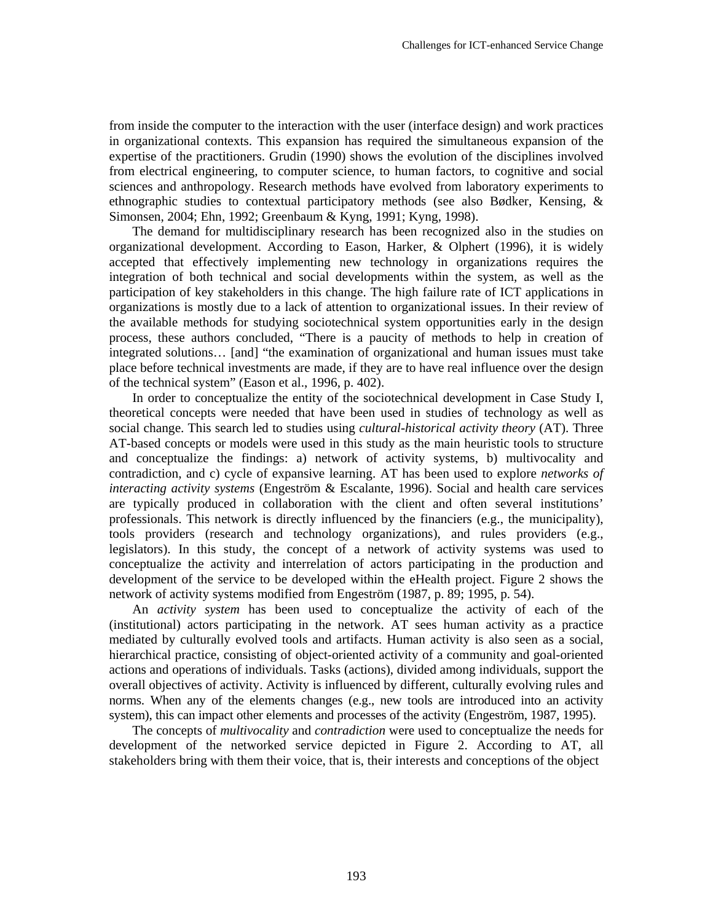from inside the computer to the interaction with the user (interface design) and work practices in organizational contexts. This expansion has required the simultaneous expansion of the expertise of the practitioners. Grudin (1990) shows the evolution of the disciplines involved from electrical engineering, to computer science, to human factors, to cognitive and social sciences and anthropology. Research methods have evolved from laboratory experiments to ethnographic studies to contextual participatory methods (see also Bødker, Kensing, & Simonsen, 2004; Ehn, 1992; Greenbaum & Kyng, 1991; Kyng, 1998).

The demand for multidisciplinary research has been recognized also in the studies on organizational development. According to Eason, Harker, & Olphert (1996), it is widely accepted that effectively implementing new technology in organizations requires the integration of both technical and social developments within the system, as well as the participation of key stakeholders in this change. The high failure rate of ICT applications in organizations is mostly due to a lack of attention to organizational issues. In their review of the available methods for studying sociotechnical system opportunities early in the design process, these authors concluded, "There is a paucity of methods to help in creation of integrated solutions… [and] "the examination of organizational and human issues must take place before technical investments are made, if they are to have real influence over the design of the technical system" (Eason et al., 1996, p. 402).

In order to conceptualize the entity of the sociotechnical development in Case Study I, theoretical concepts were needed that have been used in studies of technology as well as social change. This search led to studies using *cultural-historical activity theory* (AT). Three AT-based concepts or models were used in this study as the main heuristic tools to structure and conceptualize the findings: a) network of activity systems, b) multivocality and contradiction, and c) cycle of expansive learning. AT has been used to explore *networks of interacting activity systems* (Engeström & Escalante, 1996). Social and health care services are typically produced in collaboration with the client and often several institutions' professionals. This network is directly influenced by the financiers (e.g., the municipality), tools providers (research and technology organizations), and rules providers (e.g., legislators). In this study, the concept of a network of activity systems was used to conceptualize the activity and interrelation of actors participating in the production and development of the service to be developed within the eHealth project. Figure 2 shows the network of activity systems modified from Engeström (1987, p. 89; 1995, p. 54).

An *activity system* has been used to conceptualize the activity of each of the (institutional) actors participating in the network. AT sees human activity as a practice mediated by culturally evolved tools and artifacts. Human activity is also seen as a social, hierarchical practice, consisting of object-oriented activity of a community and goal-oriented actions and operations of individuals. Tasks (actions), divided among individuals, support the overall objectives of activity. Activity is influenced by different, culturally evolving rules and norms. When any of the elements changes (e.g., new tools are introduced into an activity system), this can impact other elements and processes of the activity (Engeström, 1987, 1995).

The concepts of *multivocality* and *contradiction* were used to conceptualize the needs for development of the networked service depicted in Figure 2. According to AT, all stakeholders bring with them their voice, that is, their interests and conceptions of the object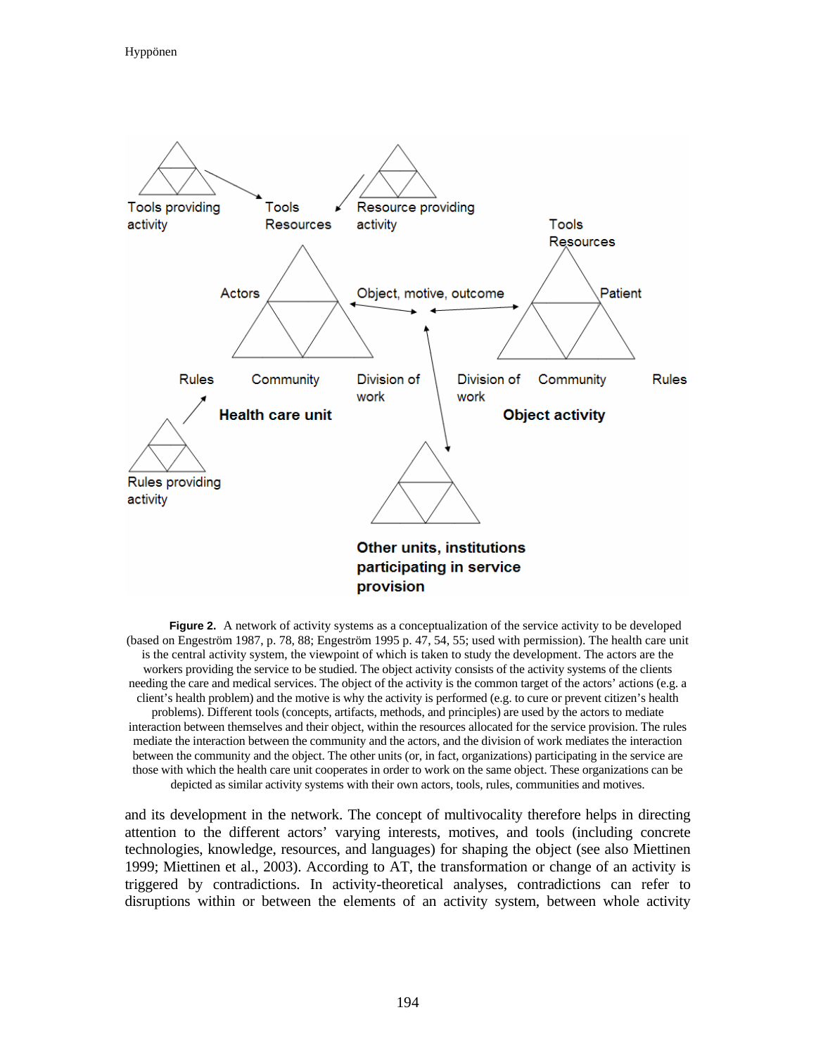Tools providing activity

Tools Resources

Resource providing activity

Tools Resources

Actors

Object, motive, outcome

Patient

Rules

Community

Division of work

Division of work

Community

Rules

**Health care unit**

**Object activity**

Rules providing activity

**Other units, institutions participating in service provision**

**Figure 2.** A network of activity systems as a conceptualization of the service activity to be developed (based on Engeström 1987, p. 78, 88; Engeström 1995 p. 47, 54, 55; used with permission). The health care unit is the central activity system, the viewpoint of which is taken to study the development. The actors are the workers providing the service to be studied. The object activity consists of the activity systems of the clients needing the care and medical services. The object of the activity is the common target of the actors' actions (e.g. a client's health problem) and the motive is why the activity is performed (e.g. to cure or prevent citizen's health problems). Different tools (concepts, artifacts, methods, and principles) are used by the actors to mediate interaction between themselves and their object, within the resources allocated for the service provision. The rules mediate the interaction between the community and the actors, and the division of work mediates the interaction between the community and the object. The other units (or, in fact, organizations) participating in the service are those with which the health care unit cooperates in order to work on the same object. These organizations can be depicted as similar activity systems with their own actors, tools, rules, communities and motives.

and its development in the network. The concept of multivocality therefore helps in directing attention to the different actors' varying interests, motives, and tools (including concrete technologies, knowledge, resources, and languages) for shaping the object (see also Miettinen 1999; Miettinen et al., 2003). According to AT, the transformation or change of an activity is triggered by contradictions. In activity-theoretical analyses, contradictions can refer to disruptions within or between the elements of an activity system, between whole activity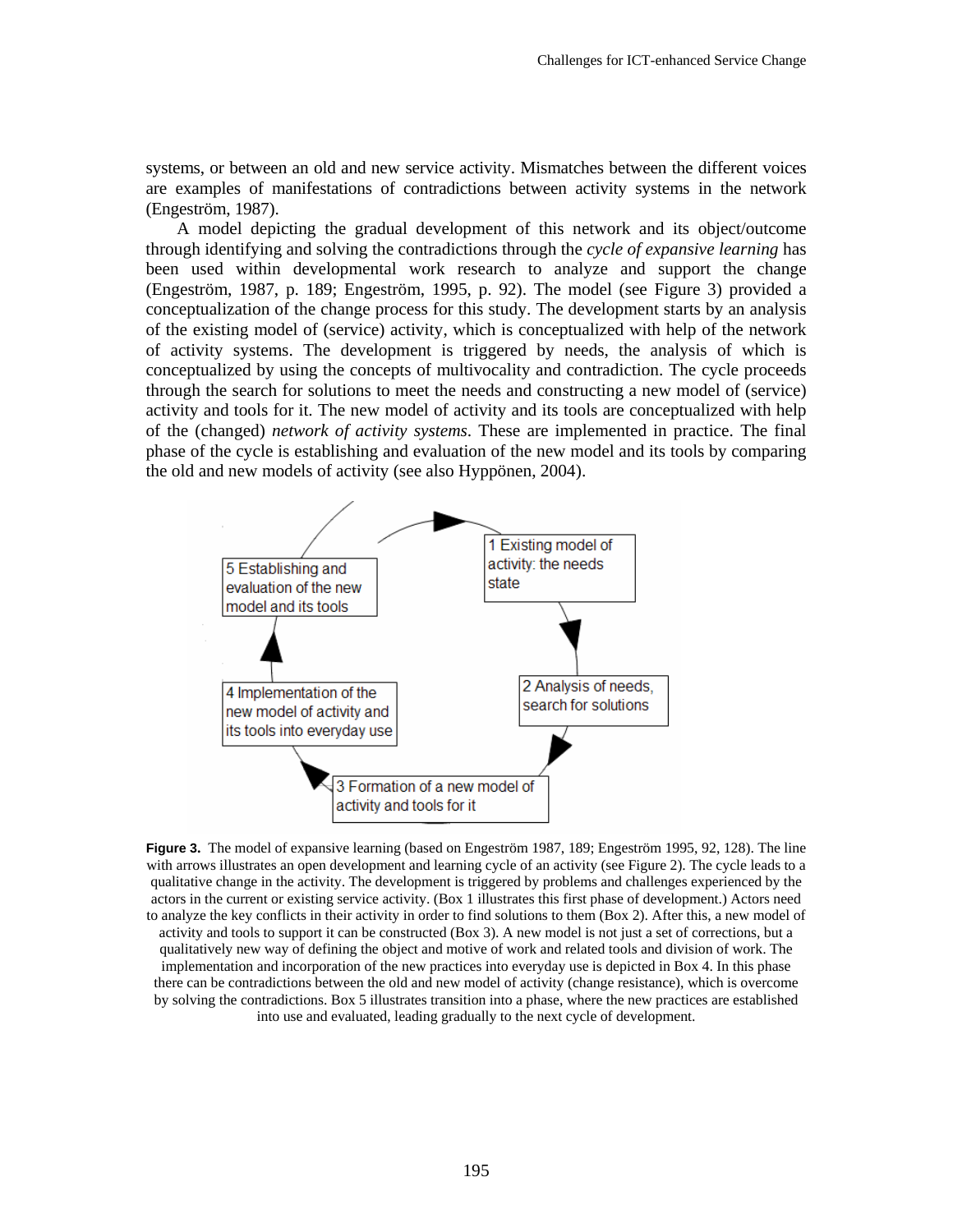systems, or between an old and new service activity. Mismatches between the different voices are examples of manifestations of contradictions between activity systems in the network (Engeström, 1987).

A model depicting the gradual development of this network and its object/outcome through identifying and solving the contradictions through the *cycle of expansive learning* has been used within developmental work research to analyze and support the change (Engeström, 1987, p. 189; Engeström, 1995, p. 92). The model (see Figure 3) provided a conceptualization of the change process for this study. The development starts by an analysis of the existing model of (service) activity, which is conceptualized with help of the network of activity systems. The development is triggered by needs, the analysis of which is conceptualized by using the concepts of multivocality and contradiction. The cycle proceeds through the search for solutions to meet the needs and constructing a new model of (service) activity and tools for it. The new model of activity and its tools are conceptualized with help of the (changed) *network of activity systems*. These are implemented in practice. The final phase of the cycle is establishing and evaluation of the new model and its tools by comparing the old and new models of activity (see also Hyppönen, 2004).

1 Existing model of activity: the needs state

2 Analysis of needs, search for solutions

3 Formation of a new model of activity and tools for it

4 Implementation of the new model of activity and its tools into everyday use

5 Establishing and evaluation of the new model and its tools

**Figure 3.** The model of expansive learning (based on Engeström 1987, 189; Engeström 1995, 92, 128). The line with arrows illustrates an open development and learning cycle of an activity (see Figure 2). The cycle leads to a qualitative change in the activity. The development is triggered by problems and challenges experienced by the actors in the current or existing service activity. (Box 1 illustrates this first phase of development.) Actors need to analyze the key conflicts in their activity in order to find solutions to them (Box 2). After this, a new model of activity and tools to support it can be constructed (Box 3). A new model is not just a set of corrections, but a qualitatively new way of defining the object and motive of work and related tools and division of work. The implementation and incorporation of the new practices into everyday use is depicted in Box 4. In this phase there can be contradictions between the old and new model of activity (change resistance), which is overcome by solving the contradictions. Box 5 illustrates transition into a phase, where the new practices are established into use and evaluated, leading gradually to the next cycle of development.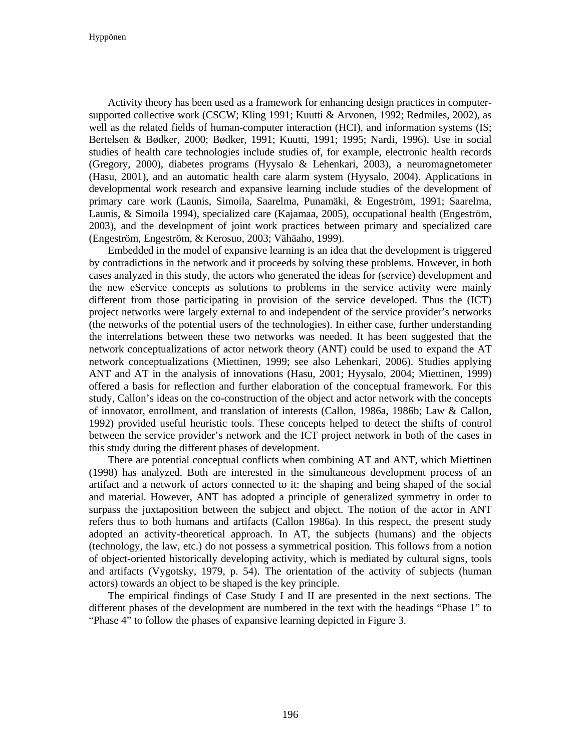Activity theory has been used as a framework for enhancing design practices in computer-supported collective work (CSCW; Kling 1991; Kuutti & Arvonen, 1992; Redmiles, 2002), as well as the related fields of human-computer interaction (HCI), and information systems (IS; Bertelsen & Bødker, 2000; Bødker, 1991; Kuutti, 1991; 1995; Nardi, 1996). Use in social studies of health care technologies include studies of, for example, electronic health records (Gregory, 2000), diabetes programs (Hyysalo & Lehenkari, 2003), a neuromagnetometer (Hasu, 2001), and an automatic health care alarm system (Hyysalo, 2004). Applications in developmental work research and expansive learning include studies of the development of primary care work (Launis, Simoila, Saarelma, Punamäki, & Engeström, 1991; Saarelma, Launis, & Simoila 1994), specialized care (Kajamaa, 2005), occupational health (Engeström, 2003), and the development of joint work practices between primary and specialized care (Engeström, Engeström, & Kerosuo, 2003; Vähäaho, 1999).

Embedded in the model of expansive learning is an idea that the development is triggered by contradictions in the network and it proceeds by solving these problems. However, in both cases analyzed in this study, the actors who generated the ideas for (service) development and the new eService concepts as solutions to problems in the service activity were mainly different from those participating in provision of the service developed. Thus the (ICT) project networks were largely external to and independent of the service provider's networks (the networks of the potential users of the technologies). In either case, further understanding the interrelations between these two networks was needed. It has been suggested that the network conceptualizations of actor network theory (ANT) could be used to expand the AT network conceptualizations (Miettinen, 1999; see also Lehenkari, 2006). Studies applying ANT and AT in the analysis of innovations (Hasu, 2001; Hyysalo, 2004; Miettinen, 1999) offered a basis for reflection and further elaboration of the conceptual framework. For this study, Callon's ideas on the co-construction of the object and actor network with the concepts of innovator, enrollment, and translation of interests (Callon, 1986a, 1986b; Law & Callon, 1992) provided useful heuristic tools. These concepts helped to detect the shifts of control between the service provider's network and the ICT project network in both of the cases in this study during the different phases of development.

There are potential conceptual conflicts when combining AT and ANT, which Miettinen (1998) has analyzed. Both are interested in the simultaneous development process of an artifact and a network of actors connected to it: the shaping and being shaped of the social and material. However, ANT has adopted a principle of generalized symmetry in order to surpass the juxtaposition between the subject and object. The notion of the actor in ANT refers thus to both humans and artifacts (Callon 1986a). In this respect, the present study adopted an activity-theoretical approach. In AT, the subjects (humans) and the objects (technology, the law, etc.) do not possess a symmetrical position. This follows from a notion of object-oriented historically developing activity, which is mediated by cultural signs, tools and artifacts (Vygotsky, 1979, p. 54). The orientation of the activity of subjects (human actors) towards an object to be shaped is the key principle.

The empirical findings of Case Study I and II are presented in the next sections. The different phases of the development are numbered in the text with the headings "Phase 1" to "Phase 4" to follow the phases of expansive learning depicted in Figure 3.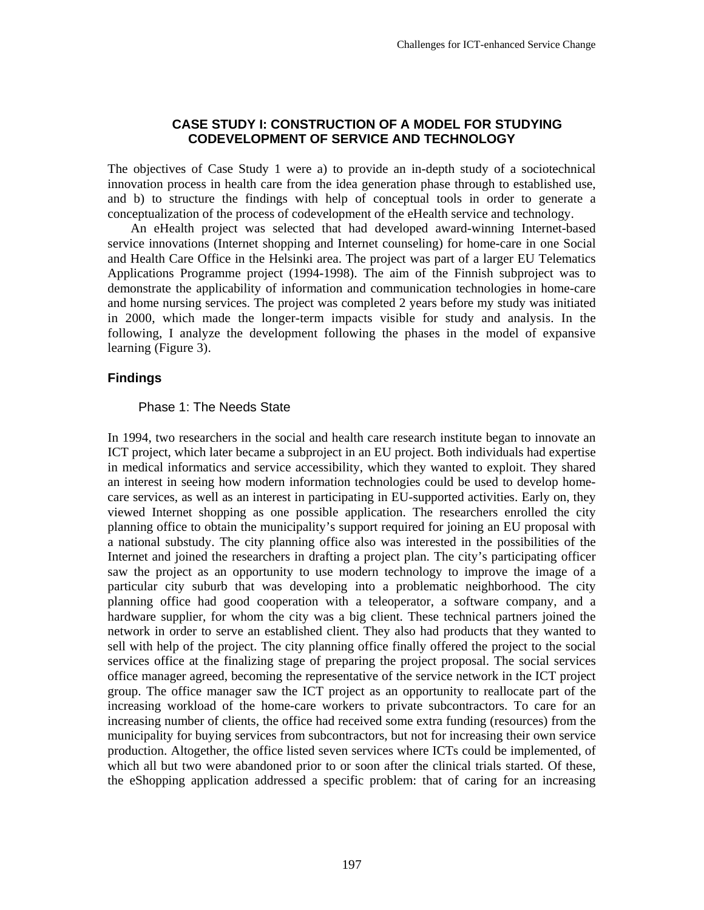## CASE STUDY I: CONSTRUCTION OF A MODEL FOR STUDYING CODEVELOPMENT OF SERVICE AND TECHNOLOGY

The objectives of Case Study 1 were a) to provide an in-depth study of a sociotechnical innovation process in health care from the idea generation phase through to established use, and b) to structure the findings with help of conceptual tools in order to generate a conceptualization of the process of codevelopment of the eHealth service and technology.

An eHealth project was selected that had developed award-winning Internet-based service innovations (Internet shopping and Internet counseling) for home-care in one Social and Health Care Office in the Helsinki area. The project was part of a larger EU Telematics Applications Programme project (1994-1998). The aim of the Finnish subproject was to demonstrate the applicability of information and communication technologies in home-care and home nursing services. The project was completed 2 years before my study was initiated in 2000, which made the longer-term impacts visible for study and analysis. In the following, I analyze the development following the phases in the model of expansive learning (Figure 3).

### Findings

#### Phase 1: The Needs State

In 1994, two researchers in the social and health care research institute began to innovate an ICT project, which later became a subproject in an EU project. Both individuals had expertise in medical informatics and service accessibility, which they wanted to exploit. They shared an interest in seeing how modern information technologies could be used to develop home-care services, as well as an interest in participating in EU-supported activities. Early on, they viewed Internet shopping as one possible application. The researchers enrolled the city planning office to obtain the municipality's support required for joining an EU proposal with a national substudy. The city planning office also was interested in the possibilities of the Internet and joined the researchers in drafting a project plan. The city's participating officer saw the project as an opportunity to use modern technology to improve the image of a particular city suburb that was developing into a problematic neighborhood. The city planning office had good cooperation with a teleoperator, a software company, and a hardware supplier, for whom the city was a big client. These technical partners joined the network in order to serve an established client. They also had products that they wanted to sell with help of the project. The city planning office finally offered the project to the social services office at the finalizing stage of preparing the project proposal. The social services office manager agreed, becoming the representative of the service network in the ICT project group. The office manager saw the ICT project as an opportunity to reallocate part of the increasing workload of the home-care workers to private subcontractors. To care for an increasing number of clients, the office had received some extra funding (resources) from the municipality for buying services from subcontractors, but not for increasing their own service production. Altogether, the office listed seven services where ICTs could be implemented, of which all but two were abandoned prior to or soon after the clinical trials started. Of these, the eShopping application addressed a specific problem: that of caring for an increasing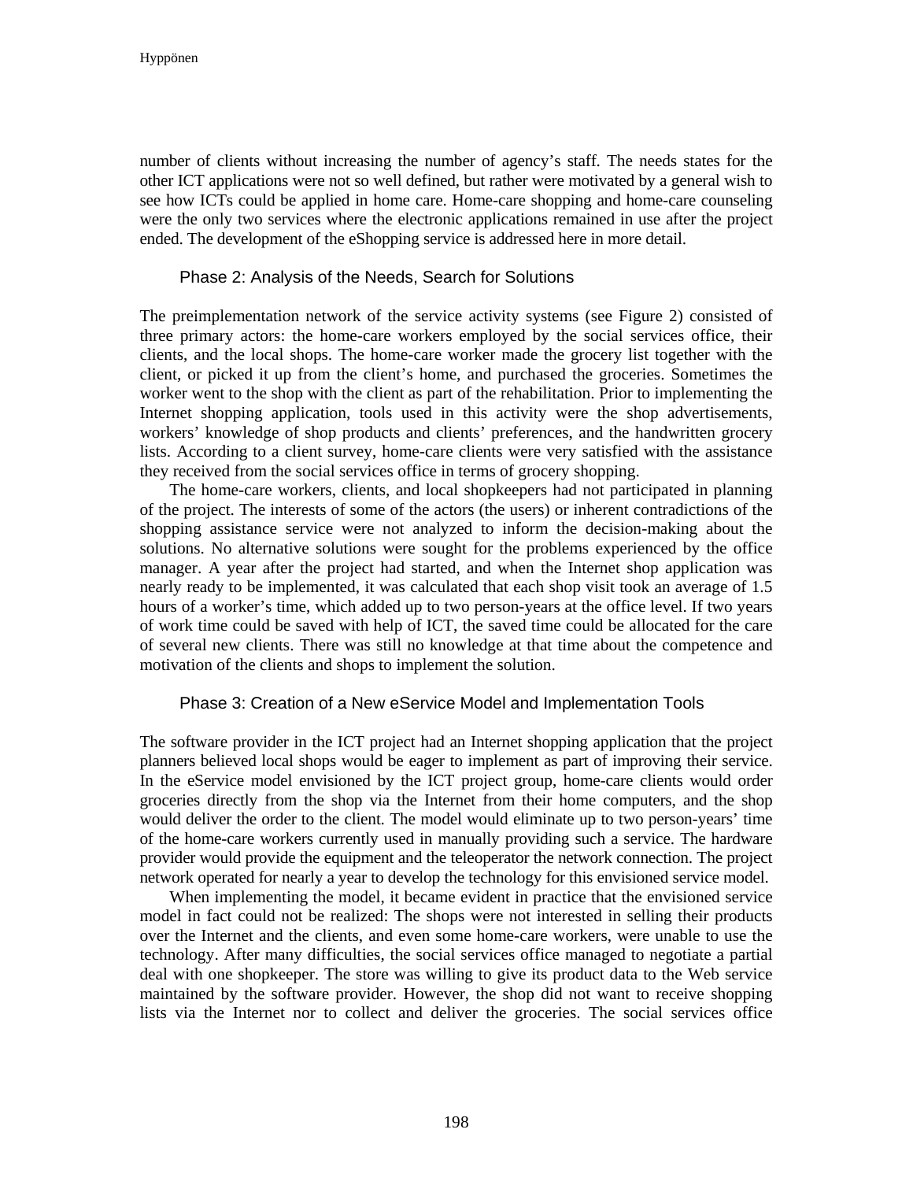number of clients without increasing the number of agency's staff. The needs states for the other ICT applications were not so well defined, but rather were motivated by a general wish to see how ICTs could be applied in home care. Home-care shopping and home-care counseling were the only two services where the electronic applications remained in use after the project ended. The development of the eShopping service is addressed here in more detail.

### Phase 2: Analysis of the Needs, Search for Solutions

The preimplementation network of the service activity systems (see Figure 2) consisted of three primary actors: the home-care workers employed by the social services office, their clients, and the local shops. The home-care worker made the grocery list together with the client, or picked it up from the client's home, and purchased the groceries. Sometimes the worker went to the shop with the client as part of the rehabilitation. Prior to implementing the Internet shopping application, tools used in this activity were the shop advertisements, workers' knowledge of shop products and clients' preferences, and the handwritten grocery lists. According to a client survey, home-care clients were very satisfied with the assistance they received from the social services office in terms of grocery shopping.

The home-care workers, clients, and local shopkeepers had not participated in planning of the project. The interests of some of the actors (the users) or inherent contradictions of the shopping assistance service were not analyzed to inform the decision-making about the solutions. No alternative solutions were sought for the problems experienced by the office manager. A year after the project had started, and when the Internet shop application was nearly ready to be implemented, it was calculated that each shop visit took an average of 1.5 hours of a worker's time, which added up to two person-years at the office level. If two years of work time could be saved with help of ICT, the saved time could be allocated for the care of several new clients. There was still no knowledge at that time about the competence and motivation of the clients and shops to implement the solution.

### Phase 3: Creation of a New eService Model and Implementation Tools

The software provider in the ICT project had an Internet shopping application that the project planners believed local shops would be eager to implement as part of improving their service. In the eService model envisioned by the ICT project group, home-care clients would order groceries directly from the shop via the Internet from their home computers, and the shop would deliver the order to the client. The model would eliminate up to two person-years' time of the home-care workers currently used in manually providing such a service. The hardware provider would provide the equipment and the teleoperator the network connection. The project network operated for nearly a year to develop the technology for this envisioned service model.

When implementing the model, it became evident in practice that the envisioned service model in fact could not be realized: The shops were not interested in selling their products over the Internet and the clients, and even some home-care workers, were unable to use the technology. After many difficulties, the social services office managed to negotiate a partial deal with one shopkeeper. The store was willing to give its product data to the Web service maintained by the software provider. However, the shop did not want to receive shopping lists via the Internet nor to collect and deliver the groceries. The social services office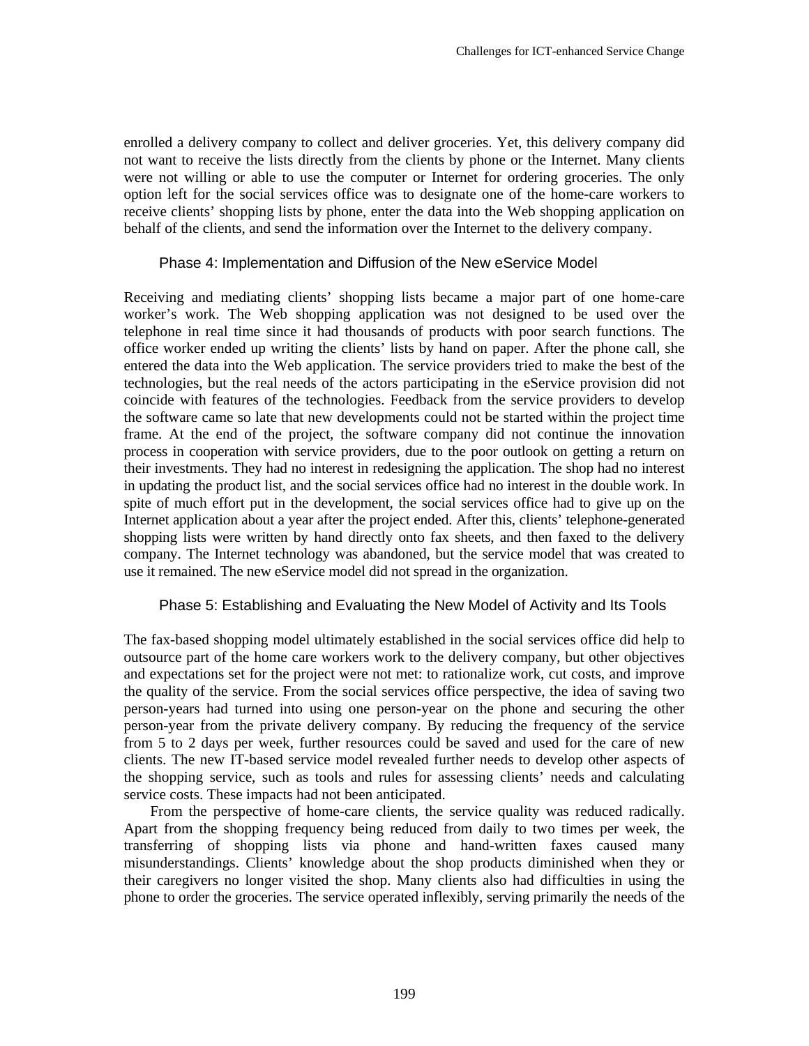enrolled a delivery company to collect and deliver groceries. Yet, this delivery company did not want to receive the lists directly from the clients by phone or the Internet. Many clients were not willing or able to use the computer or Internet for ordering groceries. The only option left for the social services office was to designate one of the home-care workers to receive clients' shopping lists by phone, enter the data into the Web shopping application on behalf of the clients, and send the information over the Internet to the delivery company.

### Phase 4: Implementation and Diffusion of the New eService Model

Receiving and mediating clients' shopping lists became a major part of one home-care worker's work. The Web shopping application was not designed to be used over the telephone in real time since it had thousands of products with poor search functions. The office worker ended up writing the clients' lists by hand on paper. After the phone call, she entered the data into the Web application. The service providers tried to make the best of the technologies, but the real needs of the actors participating in the eService provision did not coincide with features of the technologies. Feedback from the service providers to develop the software came so late that new developments could not be started within the project time frame. At the end of the project, the software company did not continue the innovation process in cooperation with service providers, due to the poor outlook on getting a return on their investments. They had no interest in redesigning the application. The shop had no interest in updating the product list, and the social services office had no interest in the double work. In spite of much effort put in the development, the social services office had to give up on the Internet application about a year after the project ended. After this, clients' telephone-generated shopping lists were written by hand directly onto fax sheets, and then faxed to the delivery company. The Internet technology was abandoned, but the service model that was created to use it remained. The new eService model did not spread in the organization.

### Phase 5: Establishing and Evaluating the New Model of Activity and Its Tools

The fax-based shopping model ultimately established in the social services office did help to outsource part of the home care workers work to the delivery company, but other objectives and expectations set for the project were not met: to rationalize work, cut costs, and improve the quality of the service. From the social services office perspective, the idea of saving two person-years had turned into using one person-year on the phone and securing the other person-year from the private delivery company. By reducing the frequency of the service from 5 to 2 days per week, further resources could be saved and used for the care of new clients. The new IT-based service model revealed further needs to develop other aspects of the shopping service, such as tools and rules for assessing clients' needs and calculating service costs. These impacts had not been anticipated.

From the perspective of home-care clients, the service quality was reduced radically. Apart from the shopping frequency being reduced from daily to two times per week, the transferring of shopping lists via phone and hand-written faxes caused many misunderstandings. Clients' knowledge about the shop products diminished when they or their caregivers no longer visited the shop. Many clients also had difficulties in using the phone to order the groceries. The service operated inflexibly, serving primarily the needs of the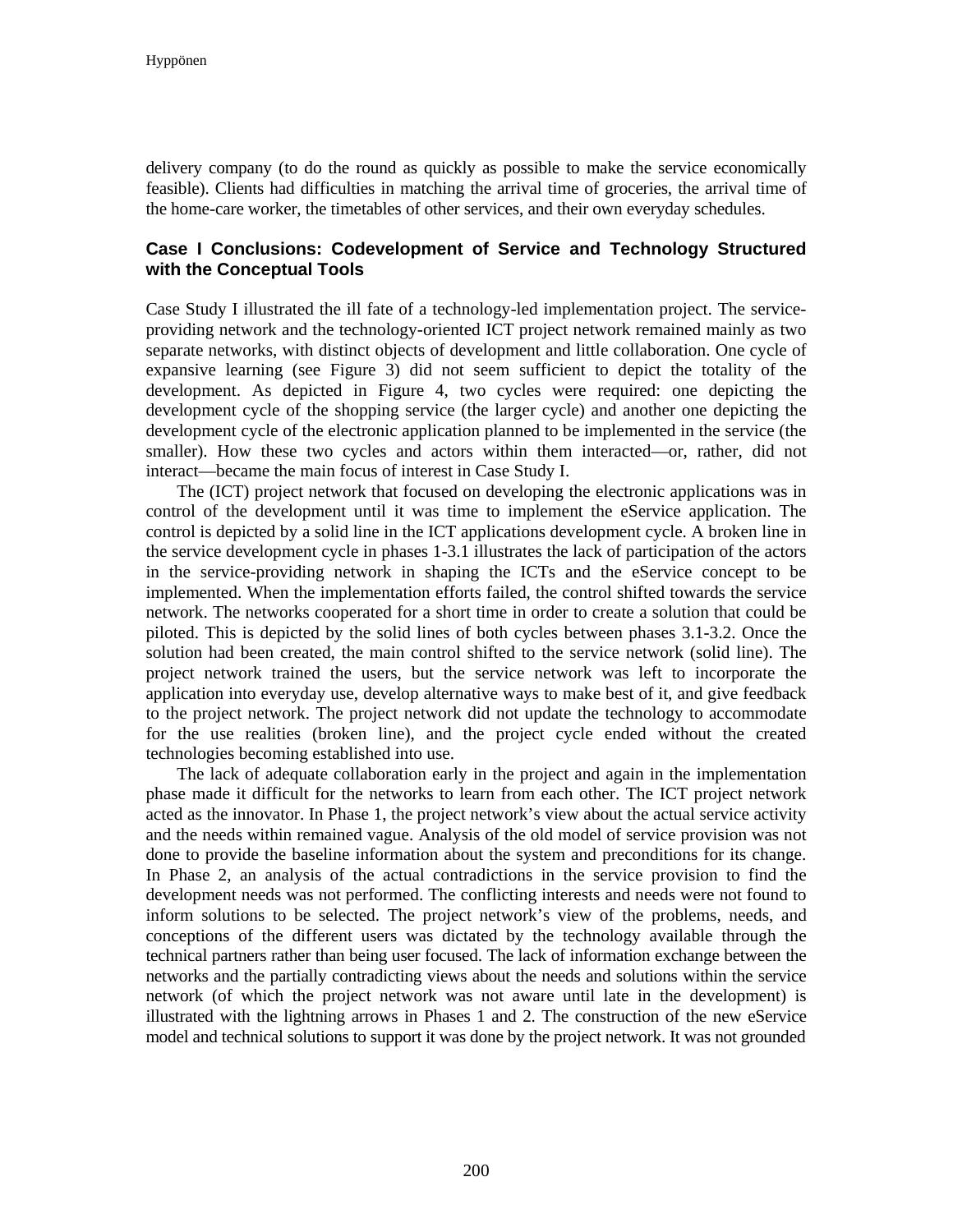delivery company (to do the round as quickly as possible to make the service economically feasible). Clients had difficulties in matching the arrival time of groceries, the arrival time of the home-care worker, the timetables of other services, and their own everyday schedules.

### Case I Conclusions: Codevelopment of Service and Technology Structured with the Conceptual Tools

Case Study I illustrated the ill fate of a technology-led implementation project. The service-providing network and the technology-oriented ICT project network remained mainly as two separate networks, with distinct objects of development and little collaboration. One cycle of expansive learning (see Figure 3) did not seem sufficient to depict the totality of the development. As depicted in Figure 4, two cycles were required: one depicting the development cycle of the shopping service (the larger cycle) and another one depicting the development cycle of the electronic application planned to be implemented in the service (the smaller). How these two cycles and actors within them interacted—or, rather, did not interact—became the main focus of interest in Case Study I.

The (ICT) project network that focused on developing the electronic applications was in control of the development until it was time to implement the eService application. The control is depicted by a solid line in the ICT applications development cycle. A broken line in the service development cycle in phases 1-3.1 illustrates the lack of participation of the actors in the service-providing network in shaping the ICTs and the eService concept to be implemented. When the implementation efforts failed, the control shifted towards the service network. The networks cooperated for a short time in order to create a solution that could be piloted. This is depicted by the solid lines of both cycles between phases 3.1-3.2. Once the solution had been created, the main control shifted to the service network (solid line). The project network trained the users, but the service network was left to incorporate the application into everyday use, develop alternative ways to make best of it, and give feedback to the project network. The project network did not update the technology to accommodate for the use realities (broken line), and the project cycle ended without the created technologies becoming established into use.

The lack of adequate collaboration early in the project and again in the implementation phase made it difficult for the networks to learn from each other. The ICT project network acted as the innovator. In Phase 1, the project network's view about the actual service activity and the needs within remained vague. Analysis of the old model of service provision was not done to provide the baseline information about the system and preconditions for its change. In Phase 2, an analysis of the actual contradictions in the service provision to find the development needs was not performed. The conflicting interests and needs were not found to inform solutions to be selected. The project network's view of the problems, needs, and conceptions of the different users was dictated by the technology available through the technical partners rather than being user focused. The lack of information exchange between the networks and the partially contradicting views about the needs and solutions within the service network (of which the project network was not aware until late in the development) is illustrated with the lightning arrows in Phases 1 and 2. The construction of the new eService model and technical solutions to support it was done by the project network. It was not grounded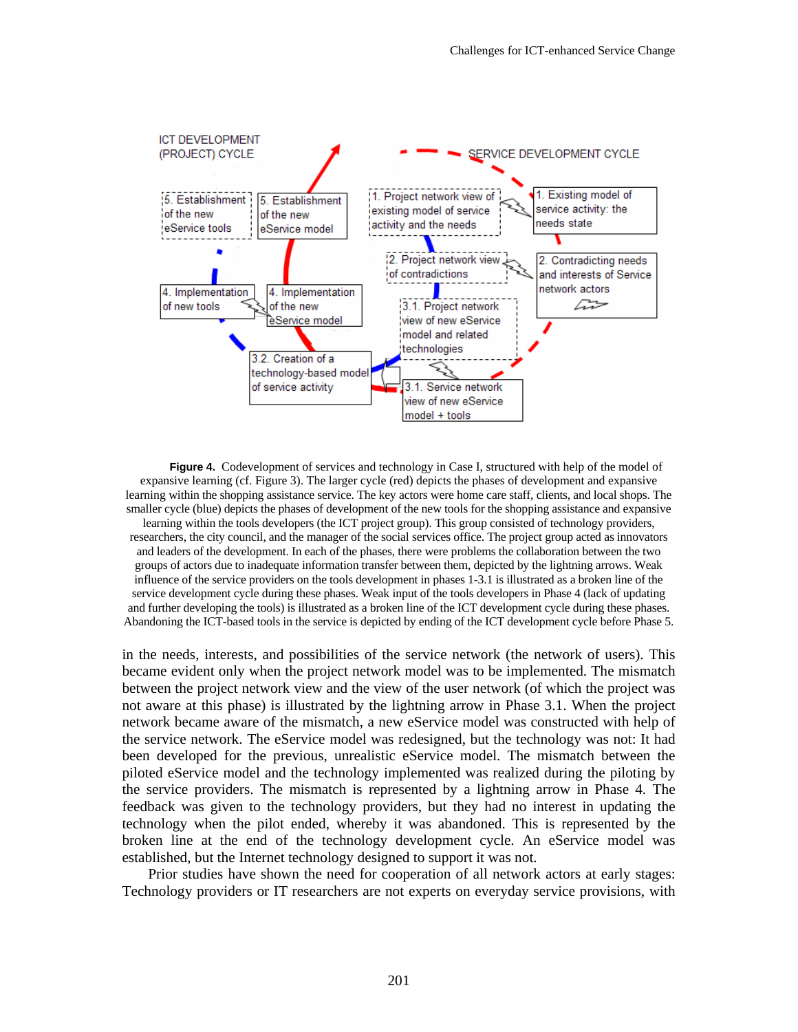ICT DEVELOPMENT (PROJECT) CYCLE

SERVICE DEVELOPMENT CYCLE

5. Establishment of the new eService tools

5. Establishment of the new eService model

1. Project network view of existing model of service activity and the needs

1. Existing model of service activity: the needs state

2. Project network view of contradictions

2. Contradicting needs and interests of Service network actors

4. Implementation of new tools

4. Implementation of the new eService model

3.1. Project network view of new eService model and related technologies

3.2. Creation of a technology-based model of service activity

3.1. Service network view of new eService model + tools

**Figure 4.** Codevelopment of services and technology in Case I, structured with help of the model of expansive learning (cf. Figure 3). The larger cycle (red) depicts the phases of development and expansive learning within the shopping assistance service. The key actors were home care staff, clients, and local shops. The smaller cycle (blue) depicts the phases of development of the new tools for the shopping assistance and expansive learning within the tools developers (the ICT project group). This group consisted of technology providers, researchers, the city council, and the manager of the social services office. The project group acted as innovators and leaders of the development. In each of the phases, there were problems the collaboration between the two groups of actors due to inadequate information transfer between them, depicted by the lightning arrows. Weak influence of the service providers on the tools development in phases 1-3.1 is illustrated as a broken line of the service development cycle during these phases. Weak input of the tools developers in Phase 4 (lack of updating and further developing the tools) is illustrated as a broken line of the ICT development cycle during these phases. Abandoning the ICT-based tools in the service is depicted by ending of the ICT development cycle before Phase 5.

in the needs, interests, and possibilities of the service network (the network of users). This became evident only when the project network model was to be implemented. The mismatch between the project network view and the view of the user network (of which the project was not aware at this phase) is illustrated by the lightning arrow in Phase 3.1. When the project network became aware of the mismatch, a new eService model was constructed with help of the service network. The eService model was redesigned, but the technology was not: It had been developed for the previous, unrealistic eService model. The mismatch between the piloted eService model and the technology implemented was realized during the piloting by the service providers. The mismatch is represented by a lightning arrow in Phase 4. The feedback was given to the technology providers, but they had no interest in updating the technology when the pilot ended, whereby it was abandoned. This is represented by the broken line at the end of the technology development cycle. An eService model was established, but the Internet technology designed to support it was not.

Prior studies have shown the need for cooperation of all network actors at early stages: Technology providers or IT researchers are not experts on everyday service provisions, with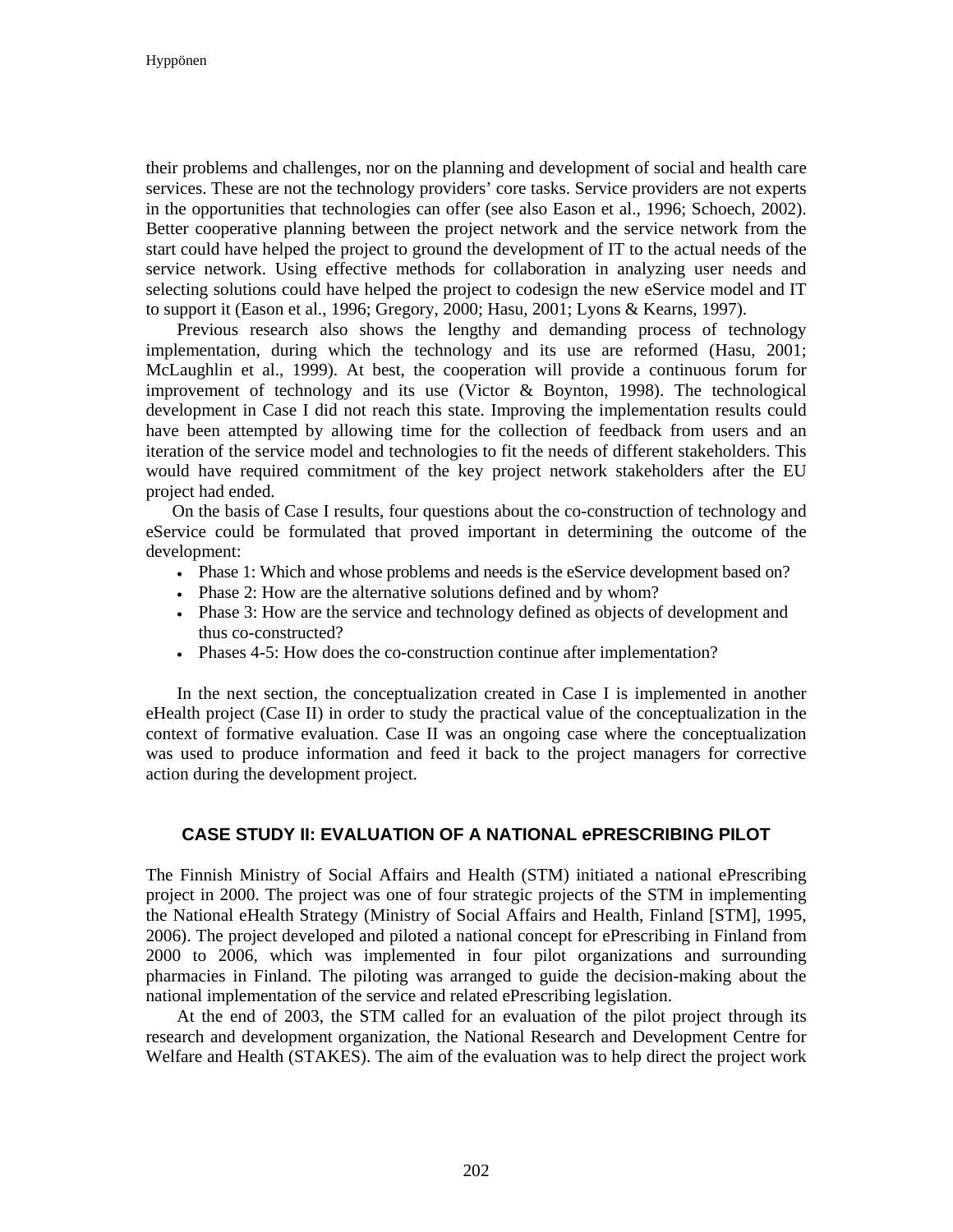their problems and challenges, nor on the planning and development of social and health care services. These are not the technology providers' core tasks. Service providers are not experts in the opportunities that technologies can offer (see also Eason et al., 1996; Schoech, 2002). Better cooperative planning between the project network and the service network from the start could have helped the project to ground the development of IT to the actual needs of the service network. Using effective methods for collaboration in analyzing user needs and selecting solutions could have helped the project to codesign the new eService model and IT to support it (Eason et al., 1996; Gregory, 2000; Hasu, 2001; Lyons & Kearns, 1997).

Previous research also shows the lengthy and demanding process of technology implementation, during which the technology and its use are reformed (Hasu, 2001; McLaughlin et al., 1999). At best, the cooperation will provide a continuous forum for improvement of technology and its use (Victor & Boynton, 1998). The technological development in Case I did not reach this state. Improving the implementation results could have been attempted by allowing time for the collection of feedback from users and an iteration of the service model and technologies to fit the needs of different stakeholders. This would have required commitment of the key project network stakeholders after the EU project had ended.

On the basis of Case I results, four questions about the co-construction of technology and eService could be formulated that proved important in determining the outcome of the development:

- Phase 1: Which and whose problems and needs is the eService development based on?
- Phase 2: How are the alternative solutions defined and by whom?
- Phase 3: How are the service and technology defined as objects of development and thus co-constructed?
- Phases 4-5: How does the co-construction continue after implementation?

In the next section, the conceptualization created in Case I is implemented in another eHealth project (Case II) in order to study the practical value of the conceptualization in the context of formative evaluation. Case II was an ongoing case where the conceptualization was used to produce information and feed it back to the project managers for corrective action during the development project.

## CASE STUDY II: EVALUATION OF A NATIONAL ePRESCRIBING PILOT

The Finnish Ministry of Social Affairs and Health (STM) initiated a national ePrescribing project in 2000. The project was one of four strategic projects of the STM in implementing the National eHealth Strategy (Ministry of Social Affairs and Health, Finland [STM], 1995, 2006). The project developed and piloted a national concept for ePrescribing in Finland from 2000 to 2006, which was implemented in four pilot organizations and surrounding pharmacies in Finland. The piloting was arranged to guide the decision-making about the national implementation of the service and related ePrescribing legislation.

At the end of 2003, the STM called for an evaluation of the pilot project through its research and development organization, the National Research and Development Centre for Welfare and Health (STAKES). The aim of the evaluation was to help direct the project work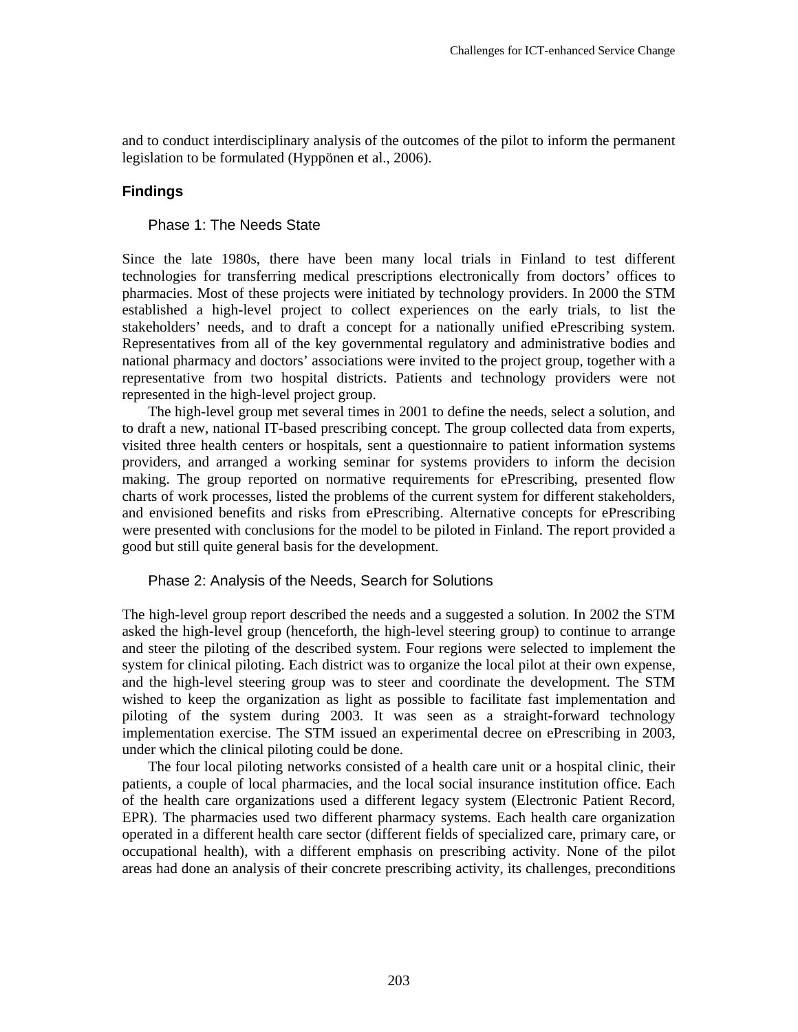and to conduct interdisciplinary analysis of the outcomes of the pilot to inform the permanent legislation to be formulated (Hyppönen et al., 2006).

## Findings

### Phase 1: The Needs State

Since the late 1980s, there have been many local trials in Finland to test different technologies for transferring medical prescriptions electronically from doctors' offices to pharmacies. Most of these projects were initiated by technology providers. In 2000 the STM established a high-level project to collect experiences on the early trials, to list the stakeholders' needs, and to draft a concept for a nationally unified ePrescribing system. Representatives from all of the key governmental regulatory and administrative bodies and national pharmacy and doctors' associations were invited to the project group, together with a representative from two hospital districts. Patients and technology providers were not represented in the high-level project group.

The high-level group met several times in 2001 to define the needs, select a solution, and to draft a new, national IT-based prescribing concept. The group collected data from experts, visited three health centers or hospitals, sent a questionnaire to patient information systems providers, and arranged a working seminar for systems providers to inform the decision making. The group reported on normative requirements for ePrescribing, presented flow charts of work processes, listed the problems of the current system for different stakeholders, and envisioned benefits and risks from ePrescribing. Alternative concepts for ePrescribing were presented with conclusions for the model to be piloted in Finland. The report provided a good but still quite general basis for the development.

### Phase 2: Analysis of the Needs, Search for Solutions

The high-level group report described the needs and a suggested a solution. In 2002 the STM asked the high-level group (henceforth, the high-level steering group) to continue to arrange and steer the piloting of the described system. Four regions were selected to implement the system for clinical piloting. Each district was to organize the local pilot at their own expense, and the high-level steering group was to steer and coordinate the development. The STM wished to keep the organization as light as possible to facilitate fast implementation and piloting of the system during 2003. It was seen as a straight-forward technology implementation exercise. The STM issued an experimental decree on ePrescribing in 2003, under which the clinical piloting could be done.

The four local piloting networks consisted of a health care unit or a hospital clinic, their patients, a couple of local pharmacies, and the local social insurance institution office. Each of the health care organizations used a different legacy system (Electronic Patient Record, EPR). The pharmacies used two different pharmacy systems. Each health care organization operated in a different health care sector (different fields of specialized care, primary care, or occupational health), with a different emphasis on prescribing activity. None of the pilot areas had done an analysis of their concrete prescribing activity, its challenges, preconditions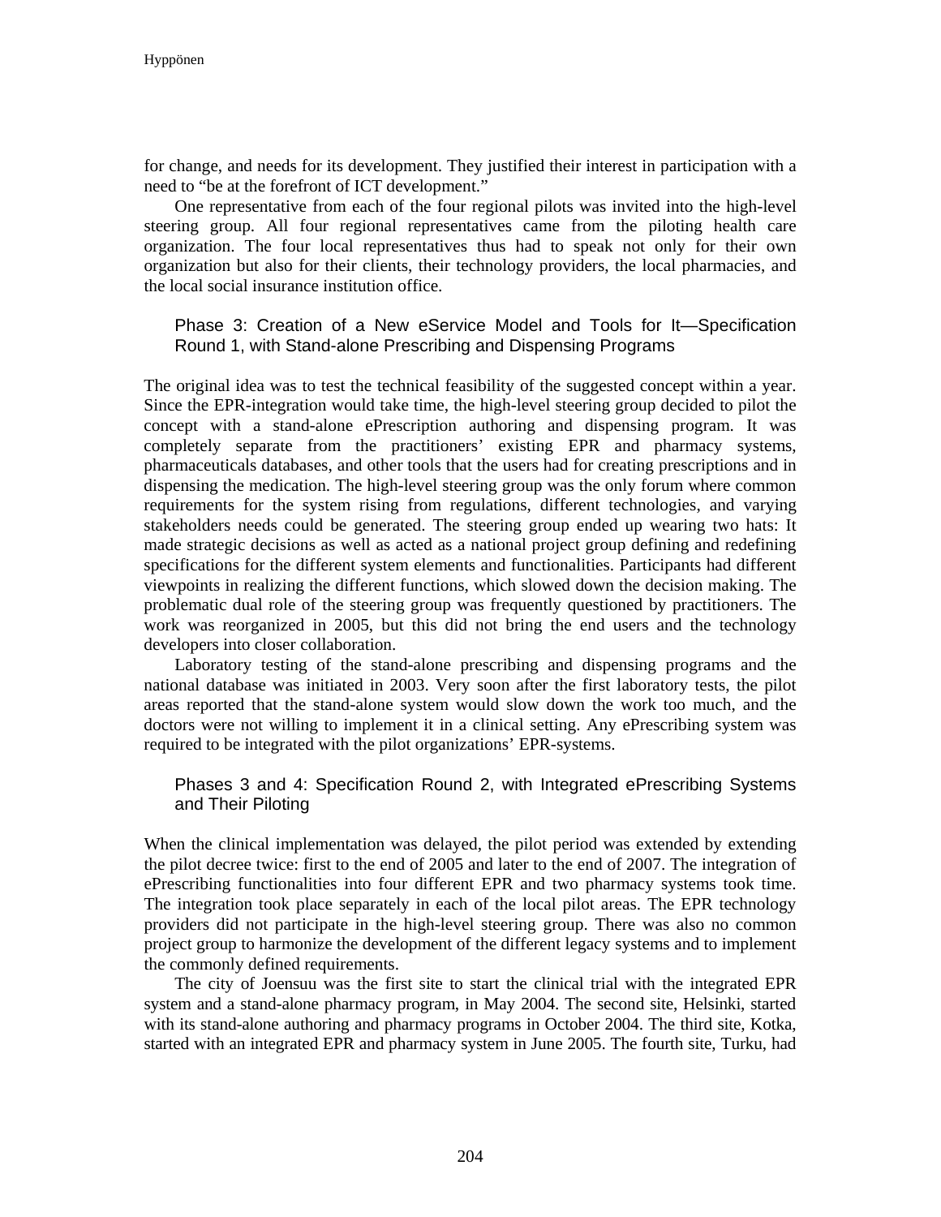for change, and needs for its development. They justified their interest in participation with a need to "be at the forefront of ICT development."

One representative from each of the four regional pilots was invited into the high-level steering group. All four regional representatives came from the piloting health care organization. The four local representatives thus had to speak not only for their own organization but also for their clients, their technology providers, the local pharmacies, and the local social insurance institution office.

### Phase 3: Creation of a New eService Model and Tools for It—Specification Round 1, with Stand-alone Prescribing and Dispensing Programs

The original idea was to test the technical feasibility of the suggested concept within a year. Since the EPR-integration would take time, the high-level steering group decided to pilot the concept with a stand-alone ePrescription authoring and dispensing program. It was completely separate from the practitioners' existing EPR and pharmacy systems, pharmaceuticals databases, and other tools that the users had for creating prescriptions and in dispensing the medication. The high-level steering group was the only forum where common requirements for the system rising from regulations, different technologies, and varying stakeholders needs could be generated. The steering group ended up wearing two hats: It made strategic decisions as well as acted as a national project group defining and redefining specifications for the different system elements and functionalities. Participants had different viewpoints in realizing the different functions, which slowed down the decision making. The problematic dual role of the steering group was frequently questioned by practitioners. The work was reorganized in 2005, but this did not bring the end users and the technology developers into closer collaboration.

Laboratory testing of the stand-alone prescribing and dispensing programs and the national database was initiated in 2003. Very soon after the first laboratory tests, the pilot areas reported that the stand-alone system would slow down the work too much, and the doctors were not willing to implement it in a clinical setting. Any ePrescribing system was required to be integrated with the pilot organizations' EPR-systems.

### Phases 3 and 4: Specification Round 2, with Integrated ePrescribing Systems and Their Piloting

When the clinical implementation was delayed, the pilot period was extended by extending the pilot decree twice: first to the end of 2005 and later to the end of 2007. The integration of ePrescribing functionalities into four different EPR and two pharmacy systems took time. The integration took place separately in each of the local pilot areas. The EPR technology providers did not participate in the high-level steering group. There was also no common project group to harmonize the development of the different legacy systems and to implement the commonly defined requirements.

The city of Joensuu was the first site to start the clinical trial with the integrated EPR system and a stand-alone pharmacy program, in May 2004. The second site, Helsinki, started with its stand-alone authoring and pharmacy programs in October 2004. The third site, Kotka, started with an integrated EPR and pharmacy system in June 2005. The fourth site, Turku, had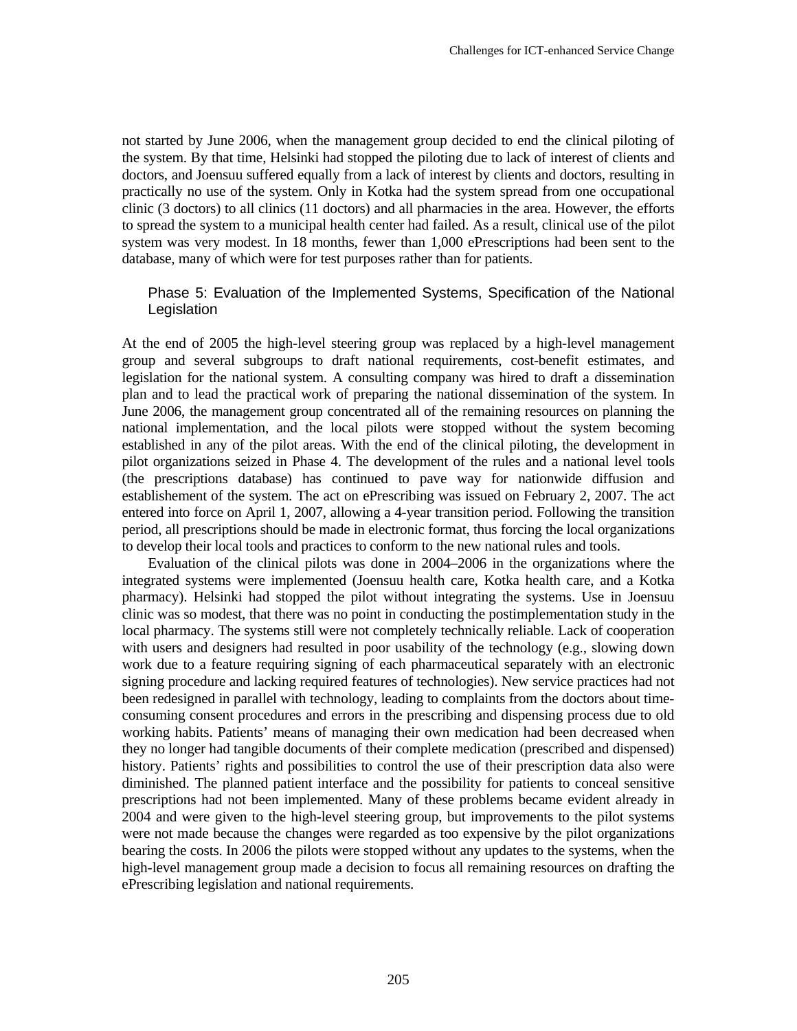not started by June 2006, when the management group decided to end the clinical piloting of the system. By that time, Helsinki had stopped the piloting due to lack of interest of clients and doctors, and Joensuu suffered equally from a lack of interest by clients and doctors, resulting in practically no use of the system. Only in Kotka had the system spread from one occupational clinic (3 doctors) to all clinics (11 doctors) and all pharmacies in the area. However, the efforts to spread the system to a municipal health center had failed. As a result, clinical use of the pilot system was very modest. In 18 months, fewer than 1,000 ePrescriptions had been sent to the database, many of which were for test purposes rather than for patients.

### Phase 5: Evaluation of the Implemented Systems, Specification of the National Legislation

At the end of 2005 the high-level steering group was replaced by a high-level management group and several subgroups to draft national requirements, cost-benefit estimates, and legislation for the national system. A consulting company was hired to draft a dissemination plan and to lead the practical work of preparing the national dissemination of the system. In June 2006, the management group concentrated all of the remaining resources on planning the national implementation, and the local pilots were stopped without the system becoming established in any of the pilot areas. With the end of the clinical piloting, the development in pilot organizations seized in Phase 4. The development of the rules and a national level tools (the prescriptions database) has continued to pave way for nationwide diffusion and establishement of the system. The act on ePrescribing was issued on February 2, 2007. The act entered into force on April 1, 2007, allowing a 4-year transition period. Following the transition period, all prescriptions should be made in electronic format, thus forcing the local organizations to develop their local tools and practices to conform to the new national rules and tools.

Evaluation of the clinical pilots was done in 2004–2006 in the organizations where the integrated systems were implemented (Joensuu health care, Kotka health care, and a Kotka pharmacy). Helsinki had stopped the pilot without integrating the systems. Use in Joensuu clinic was so modest, that there was no point in conducting the postimplementation study in the local pharmacy. The systems still were not completely technically reliable. Lack of cooperation with users and designers had resulted in poor usability of the technology (e.g., slowing down work due to a feature requiring signing of each pharmaceutical separately with an electronic signing procedure and lacking required features of technologies). New service practices had not been redesigned in parallel with technology, leading to complaints from the doctors about time-consuming consent procedures and errors in the prescribing and dispensing process due to old working habits. Patients' means of managing their own medication had been decreased when they no longer had tangible documents of their complete medication (prescribed and dispensed) history. Patients' rights and possibilities to control the use of their prescription data also were diminished. The planned patient interface and the possibility for patients to conceal sensitive prescriptions had not been implemented. Many of these problems became evident already in 2004 and were given to the high-level steering group, but improvements to the pilot systems were not made because the changes were regarded as too expensive by the pilot organizations bearing the costs. In 2006 the pilots were stopped without any updates to the systems, when the high-level management group made a decision to focus all remaining resources on drafting the ePrescribing legislation and national requirements.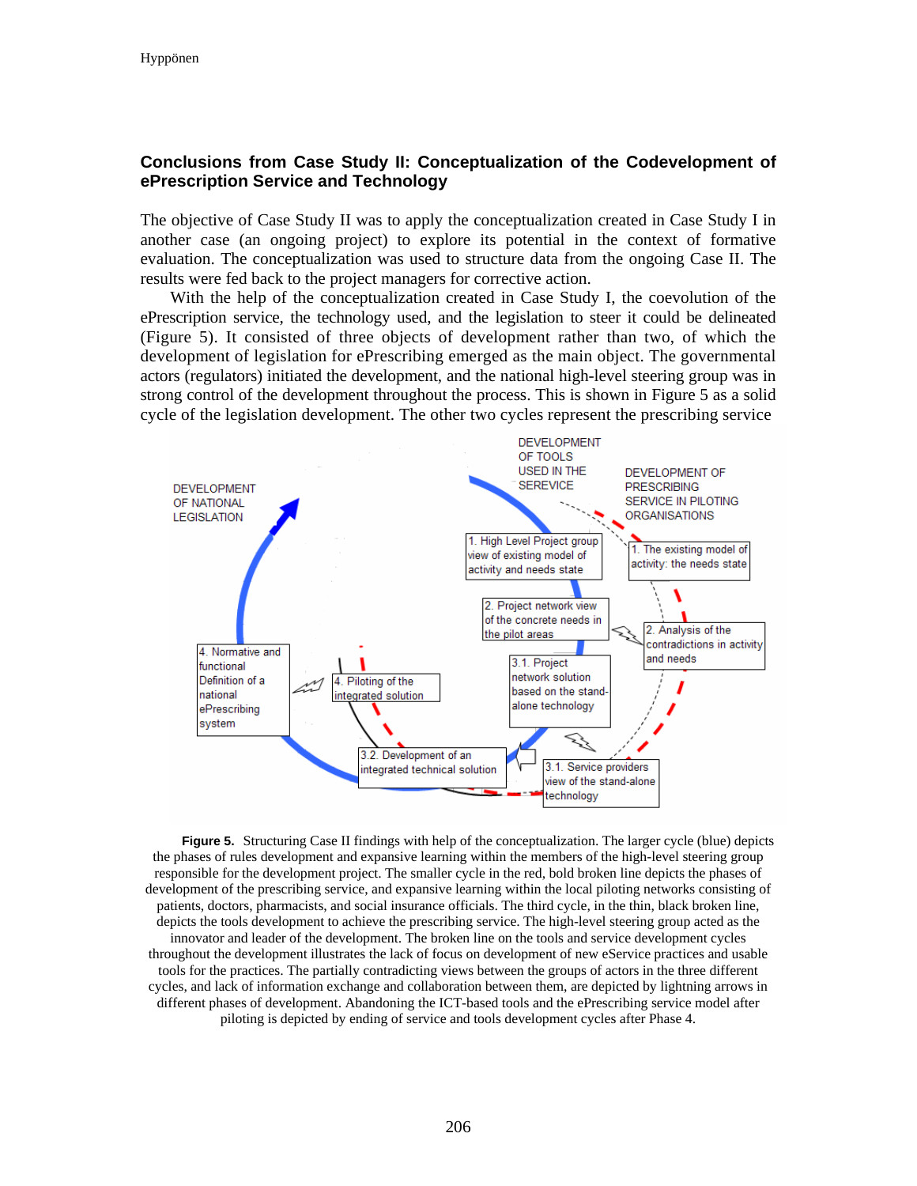## Conclusions from Case Study II: Conceptualization of the Codevelopment of ePrescription Service and Technology

The objective of Case Study II was to apply the conceptualization created in Case Study I in another case (an ongoing project) to explore its potential in the context of formative evaluation. The conceptualization was used to structure data from the ongoing Case II. The results were fed back to the project managers for corrective action.

With the help of the conceptualization created in Case Study I, the coevolution of the ePrescription service, the technology used, and the legislation to steer it could be delineated (Figure 5). It consisted of three objects of development rather than two, of which the development of legislation for ePrescribing emerged as the main object. The governmental actors (regulators) initiated the development, and the national high-level steering group was in strong control of the development throughout the process. This is shown in Figure 5 as a solid cycle of the legislation development. The other two cycles represent the prescribing service

DEVELOPMENT OF NATIONAL LEGISLATION

DEVELOPMENT OF TOOLS USED IN THE SEREVICE

DEVELOPMENT OF PRESCRIBING SERVICE IN PILOTING ORGANISATIONS

1. High Level Project group view of existing model of activity and needs state

1. The existing model of activity: the needs state

2. Project network view of the concrete needs in the pilot areas

2. Analysis of the contradictions in activity and needs

3.1. Project network solution based on the stand-alone technology

3.1. Service providers view of the stand-alone technology

3.2. Development of an integrated technical solution

4. Piloting of the integrated solution

4. Normative and functional Definition of a national ePrescribing system

**Figure 5.** Structuring Case II findings with help of the conceptualization. The larger cycle (blue) depicts the phases of rules development and expansive learning within the members of the high-level steering group responsible for the development project. The smaller cycle in the red, bold broken line depicts the phases of development of the prescribing service, and expansive learning within the local piloting networks consisting of patients, doctors, pharmacists, and social insurance officials. The third cycle, in the thin, black broken line, depicts the tools development to achieve the prescribing service. The high-level steering group acted as the innovator and leader of the development. The broken line on the tools and service development cycles throughout the development illustrates the lack of focus on development of new eService practices and usable tools for the practices. The partially contradicting views between the groups of actors in the three different cycles, and lack of information exchange and collaboration between them, are depicted by lightning arrows in different phases of development. Abandoning the ICT-based tools and the ePrescribing service model after piloting is depicted by ending of service and tools development cycles after Phase 4.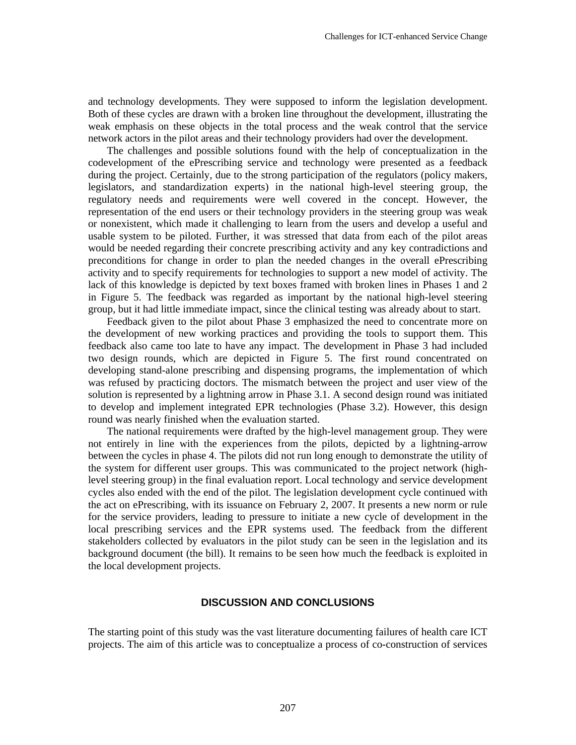and technology developments. They were supposed to inform the legislation development. Both of these cycles are drawn with a broken line throughout the development, illustrating the weak emphasis on these objects in the total process and the weak control that the service network actors in the pilot areas and their technology providers had over the development.

The challenges and possible solutions found with the help of conceptualization in the codevelopment of the ePrescribing service and technology were presented as a feedback during the project. Certainly, due to the strong participation of the regulators (policy makers, legislators, and standardization experts) in the national high-level steering group, the regulatory needs and requirements were well covered in the concept. However, the representation of the end users or their technology providers in the steering group was weak or nonexistent, which made it challenging to learn from the users and develop a useful and usable system to be piloted. Further, it was stressed that data from each of the pilot areas would be needed regarding their concrete prescribing activity and any key contradictions and preconditions for change in order to plan the needed changes in the overall ePrescribing activity and to specify requirements for technologies to support a new model of activity. The lack of this knowledge is depicted by text boxes framed with broken lines in Phases 1 and 2 in Figure 5. The feedback was regarded as important by the national high-level steering group, but it had little immediate impact, since the clinical testing was already about to start.

Feedback given to the pilot about Phase 3 emphasized the need to concentrate more on the development of new working practices and providing the tools to support them. This feedback also came too late to have any impact. The development in Phase 3 had included two design rounds, which are depicted in Figure 5. The first round concentrated on developing stand-alone prescribing and dispensing programs, the implementation of which was refused by practicing doctors. The mismatch between the project and user view of the solution is represented by a lightning arrow in Phase 3.1. A second design round was initiated to develop and implement integrated EPR technologies (Phase 3.2). However, this design round was nearly finished when the evaluation started.

The national requirements were drafted by the high-level management group. They were not entirely in line with the experiences from the pilots, depicted by a lightning-arrow between the cycles in phase 4. The pilots did not run long enough to demonstrate the utility of the system for different user groups. This was communicated to the project network (high-level steering group) in the final evaluation report. Local technology and service development cycles also ended with the end of the pilot. The legislation development cycle continued with the act on ePrescribing, with its issuance on February 2, 2007. It presents a new norm or rule for the service providers, leading to pressure to initiate a new cycle of development in the local prescribing services and the EPR systems used. The feedback from the different stakeholders collected by evaluators in the pilot study can be seen in the legislation and its background document (the bill). It remains to be seen how much the feedback is exploited in the local development projects.

## DISCUSSION AND CONCLUSIONS

The starting point of this study was the vast literature documenting failures of health care ICT projects. The aim of this article was to conceptualize a process of co-construction of services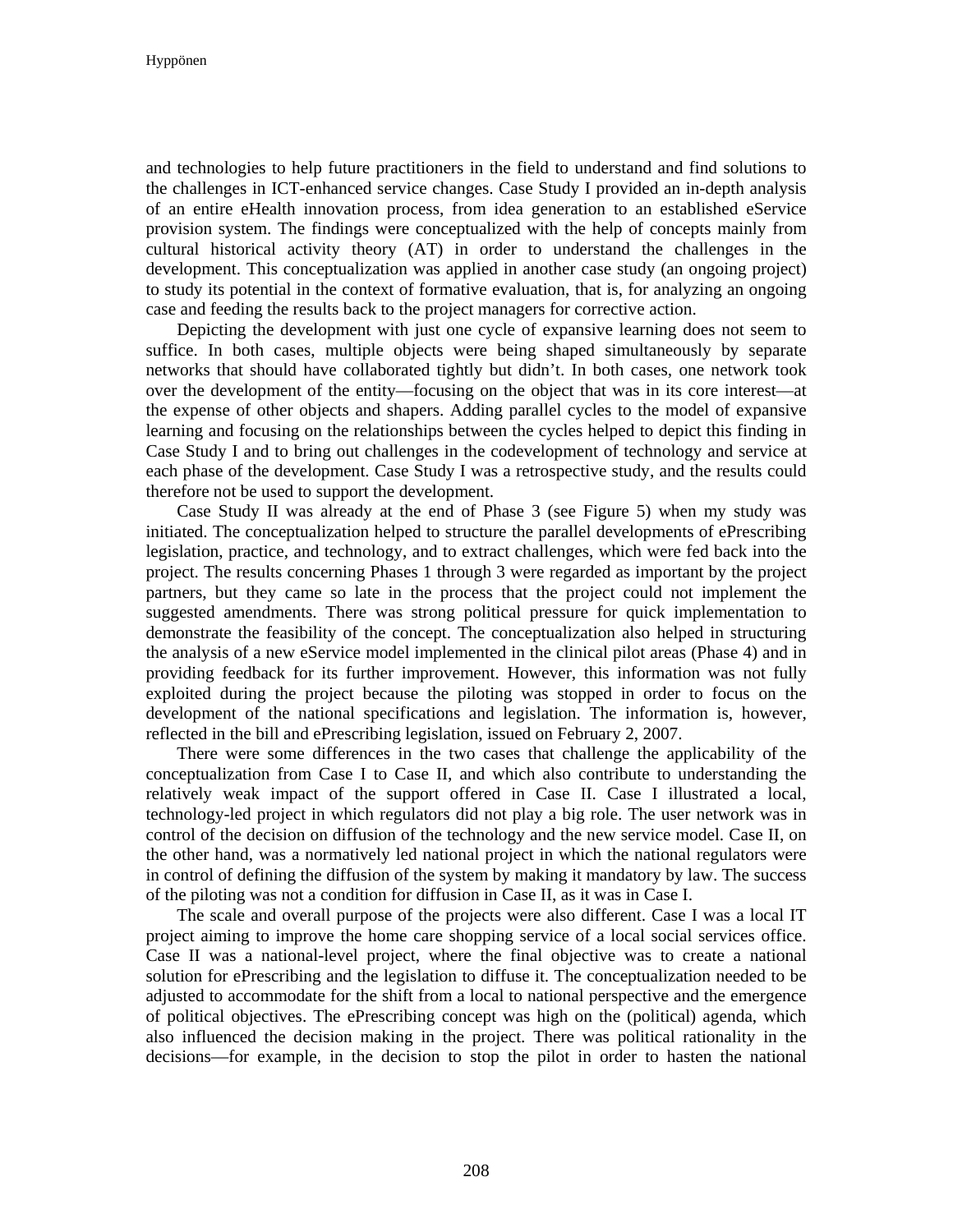and technologies to help future practitioners in the field to understand and find solutions to the challenges in ICT-enhanced service changes. Case Study I provided an in-depth analysis of an entire eHealth innovation process, from idea generation to an established eService provision system. The findings were conceptualized with the help of concepts mainly from cultural historical activity theory (AT) in order to understand the challenges in the development. This conceptualization was applied in another case study (an ongoing project) to study its potential in the context of formative evaluation, that is, for analyzing an ongoing case and feeding the results back to the project managers for corrective action.

Depicting the development with just one cycle of expansive learning does not seem to suffice. In both cases, multiple objects were being shaped simultaneously by separate networks that should have collaborated tightly but didn't. In both cases, one network took over the development of the entity—focusing on the object that was in its core interest—at the expense of other objects and shapers. Adding parallel cycles to the model of expansive learning and focusing on the relationships between the cycles helped to depict this finding in Case Study I and to bring out challenges in the codevelopment of technology and service at each phase of the development. Case Study I was a retrospective study, and the results could therefore not be used to support the development.

Case Study II was already at the end of Phase 3 (see Figure 5) when my study was initiated. The conceptualization helped to structure the parallel developments of ePrescribing legislation, practice, and technology, and to extract challenges, which were fed back into the project. The results concerning Phases 1 through 3 were regarded as important by the project partners, but they came so late in the process that the project could not implement the suggested amendments. There was strong political pressure for quick implementation to demonstrate the feasibility of the concept. The conceptualization also helped in structuring the analysis of a new eService model implemented in the clinical pilot areas (Phase 4) and in providing feedback for its further improvement. However, this information was not fully exploited during the project because the piloting was stopped in order to focus on the development of the national specifications and legislation. The information is, however, reflected in the bill and ePrescribing legislation, issued on February 2, 2007.

There were some differences in the two cases that challenge the applicability of the conceptualization from Case I to Case II, and which also contribute to understanding the relatively weak impact of the support offered in Case II. Case I illustrated a local, technology-led project in which regulators did not play a big role. The user network was in control of the decision on diffusion of the technology and the new service model. Case II, on the other hand, was a normatively led national project in which the national regulators were in control of defining the diffusion of the system by making it mandatory by law. The success of the piloting was not a condition for diffusion in Case II, as it was in Case I.

The scale and overall purpose of the projects were also different. Case I was a local IT project aiming to improve the home care shopping service of a local social services office. Case II was a national-level project, where the final objective was to create a national solution for ePrescribing and the legislation to diffuse it. The conceptualization needed to be adjusted to accommodate for the shift from a local to national perspective and the emergence of political objectives. The ePrescribing concept was high on the (political) agenda, which also influenced the decision making in the project. There was political rationality in the decisions—for example, in the decision to stop the pilot in order to hasten the national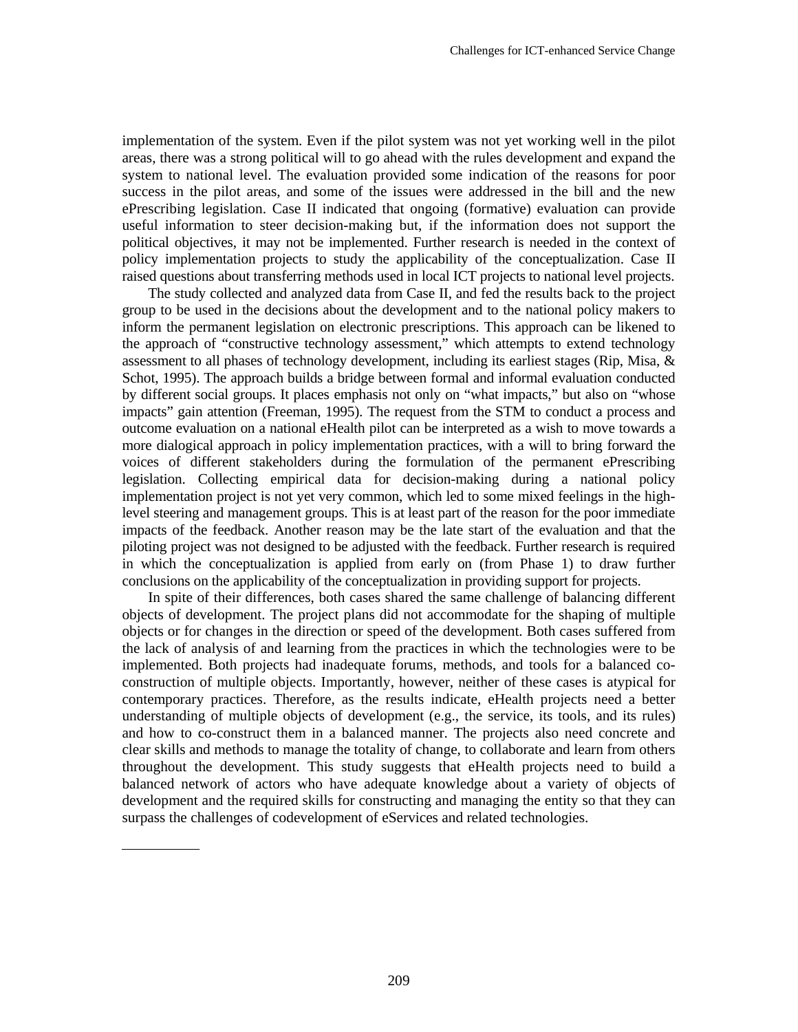implementation of the system. Even if the pilot system was not yet working well in the pilot areas, there was a strong political will to go ahead with the rules development and expand the system to national level. The evaluation provided some indication of the reasons for poor success in the pilot areas, and some of the issues were addressed in the bill and the new ePrescribing legislation. Case II indicated that ongoing (formative) evaluation can provide useful information to steer decision-making but, if the information does not support the political objectives, it may not be implemented. Further research is needed in the context of policy implementation projects to study the applicability of the conceptualization. Case II raised questions about transferring methods used in local ICT projects to national level projects.

The study collected and analyzed data from Case II, and fed the results back to the project group to be used in the decisions about the development and to the national policy makers to inform the permanent legislation on electronic prescriptions. This approach can be likened to the approach of "constructive technology assessment," which attempts to extend technology assessment to all phases of technology development, including its earliest stages (Rip, Misa, & Schot, 1995). The approach builds a bridge between formal and informal evaluation conducted by different social groups. It places emphasis not only on "what impacts," but also on "whose impacts" gain attention (Freeman, 1995). The request from the STM to conduct a process and outcome evaluation on a national eHealth pilot can be interpreted as a wish to move towards a more dialogical approach in policy implementation practices, with a will to bring forward the voices of different stakeholders during the formulation of the permanent ePrescribing legislation. Collecting empirical data for decision-making during a national policy implementation project is not yet very common, which led to some mixed feelings in the high-level steering and management groups. This is at least part of the reason for the poor immediate impacts of the feedback. Another reason may be the late start of the evaluation and that the piloting project was not designed to be adjusted with the feedback. Further research is required in which the conceptualization is applied from early on (from Phase 1) to draw further conclusions on the applicability of the conceptualization in providing support for projects.

In spite of their differences, both cases shared the same challenge of balancing different objects of development. The project plans did not accommodate for the shaping of multiple objects or for changes in the direction or speed of the development. Both cases suffered from the lack of analysis of and learning from the practices in which the technologies were to be implemented. Both projects had inadequate forums, methods, and tools for a balanced co-construction of multiple objects. Importantly, however, neither of these cases is atypical for contemporary practices. Therefore, as the results indicate, eHealth projects need a better understanding of multiple objects of development (e.g., the service, its tools, and its rules) and how to co-construct them in a balanced manner. The projects also need concrete and clear skills and methods to manage the totality of change, to collaborate and learn from others throughout the development. This study suggests that eHealth projects need to build a balanced network of actors who have adequate knowledge about a variety of objects of development and the required skills for constructing and managing the entity so that they can surpass the challenges of codevelopment of eServices and related technologies.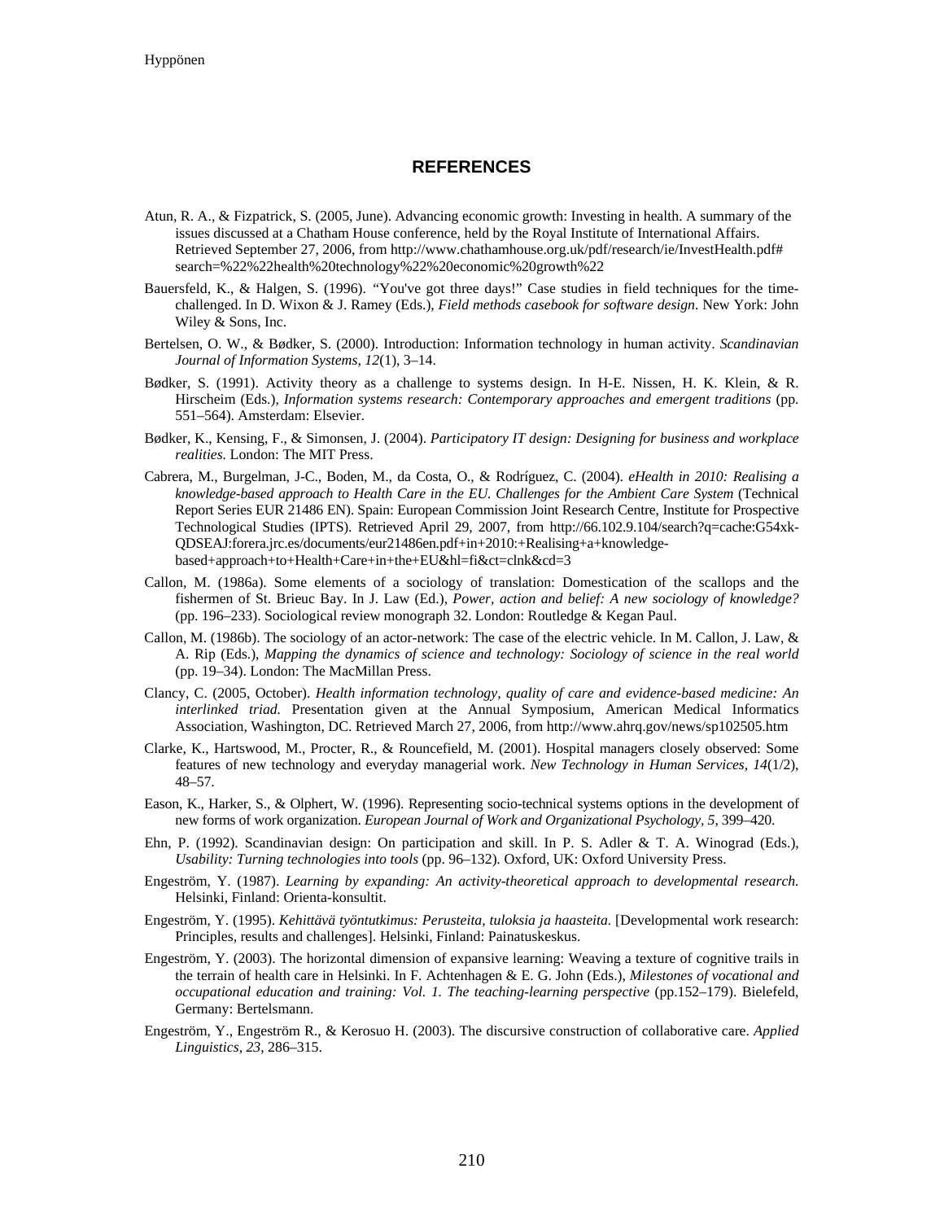## REFERENCES

Atun, R. A., & Fizpatrick, S. (2005, June). Advancing economic growth: Investing in health. A summary of the issues discussed at a Chatham House conference, held by the Royal Institute of International Affairs. Retrieved September 27, 2006, from http://www.chathamhouse.org.uk/pdf/research/ie/InvestHealth.pdf#search=%22%22health%20technology%22%20economic%20growth%22

Bauersfeld, K., & Halgen, S. (1996). "You've got three days!" Case studies in field techniques for the time-challenged. In D. Wixon & J. Ramey (Eds.), *Field methods casebook for software design*. New York: John Wiley & Sons, Inc.

Bertelsen, O. W., & Bødker, S. (2000). Introduction: Information technology in human activity. *Scandinavian Journal of Information Systems*, *12*(1), 3–14.

Bødker, S. (1991). Activity theory as a challenge to systems design. In H-E. Nissen, H. K. Klein, & R. Hirscheim (Eds.), *Information systems research: Contemporary approaches and emergent traditions* (pp. 551–564). Amsterdam: Elsevier.

Bødker, K., Kensing, F., & Simonsen, J. (2004). *Participatory IT design: Designing for business and workplace realities.* London: The MIT Press.

Cabrera, M., Burgelman, J-C., Boden, M., da Costa, O., & Rodríguez, C. (2004). *eHealth in 2010: Realising a knowledge-based approach to Health Care in the EU. Challenges for the Ambient Care System* (Technical Report Series EUR 21486 EN). Spain: European Commission Joint Research Centre, Institute for Prospective Technological Studies (IPTS). Retrieved April 29, 2007, from http://66.102.9.104/search?q=cache:G54xk-QDSEAJ:forera.jrc.es/documents/eur21486en.pdf+in+2010:+Realising+a+knowledge-based+approach+to+Health+Care+in+the+EU&hl=fi&ct=clnk&cd=3

Callon, M. (1986a). Some elements of a sociology of translation: Domestication of the scallops and the fishermen of St. Brieuc Bay. In J. Law (Ed.), *Power, action and belief: A new sociology of knowledge?* (pp. 196–233). Sociological review monograph 32. London: Routledge & Kegan Paul.

Callon, M. (1986b). The sociology of an actor-network: The case of the electric vehicle. In M. Callon, J. Law, & A. Rip (Eds.), *Mapping the dynamics of science and technology: Sociology of science in the real world* (pp. 19–34). London: The MacMillan Press.

Clancy, C. (2005, October). *Health information technology, quality of care and evidence-based medicine: An interlinked triad.* Presentation given at the Annual Symposium, American Medical Informatics Association, Washington, DC. Retrieved March 27, 2006, from http://www.ahrq.gov/news/sp102505.htm

Clarke, K., Hartswood, M., Procter, R., & Rouncefield, M. (2001). Hospital managers closely observed: Some features of new technology and everyday managerial work. *New Technology in Human Services, 14*(1/2), 48–57.

Eason, K., Harker, S., & Olphert, W. (1996). Representing socio-technical systems options in the development of new forms of work organization. *European Journal of Work and Organizational Psychology, 5*, 399–420.

Ehn, P. (1992). Scandinavian design: On participation and skill. In P. S. Adler & T. A. Winograd (Eds.), *Usability: Turning technologies into tools* (pp. 96–132). Oxford, UK: Oxford University Press.

Engeström, Y. (1987). *Learning by expanding: An activity-theoretical approach to developmental research.* Helsinki, Finland: Orienta-konsultit.

Engeström, Y. (1995). *Kehittävä työntutkimus: Perusteita, tuloksia ja haasteita.* [Developmental work research: Principles, results and challenges]. Helsinki, Finland: Painatuskeskus.

Engeström, Y. (2003). The horizontal dimension of expansive learning: Weaving a texture of cognitive trails in the terrain of health care in Helsinki. In F. Achtenhagen & E. G. John (Eds.), *Milestones of vocational and occupational education and training: Vol. 1. The teaching-learning perspective* (pp.152–179). Bielefeld, Germany: Bertelsmann.

Engeström, Y., Engeström R., & Kerosuo H. (2003). The discursive construction of collaborative care. *Applied Linguistics, 23*, 286–315.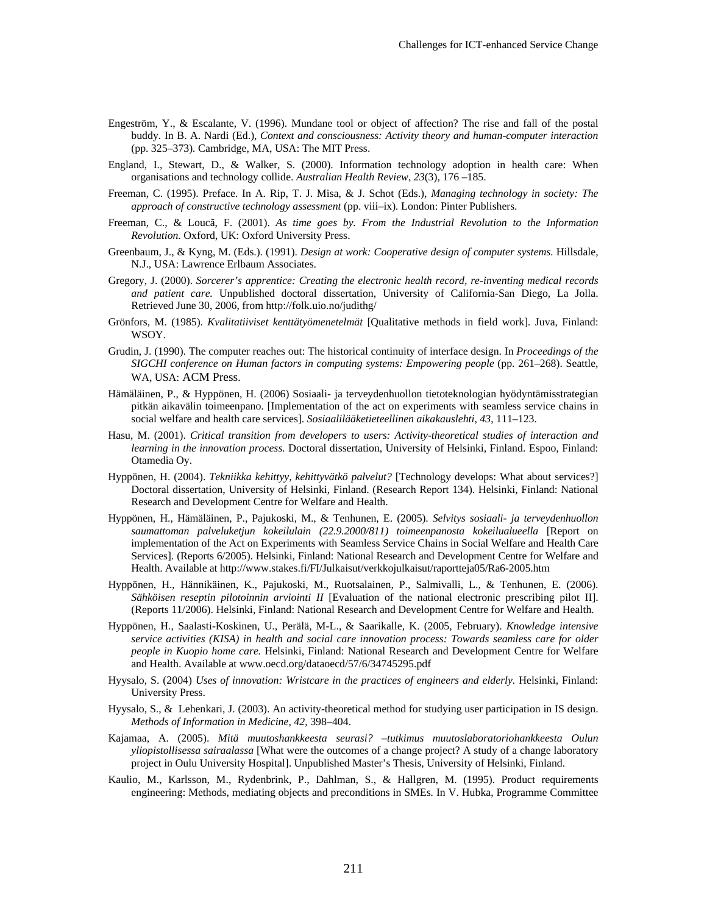Engeström, Y., & Escalante, V. (1996). Mundane tool or object of affection? The rise and fall of the postal buddy. In B. A. Nardi (Ed.), *Context and consciousness: Activity theory and human-computer interaction* (pp. 325–373). Cambridge, MA, USA: The MIT Press.

England, I., Stewart, D., & Walker, S. (2000). Information technology adoption in health care: When organisations and technology collide. *Australian Health Review*, *23*(3), 176 –185.

Freeman, C. (1995). Preface. In A. Rip, T. J. Misa, & J. Schot (Eds.), *Managing technology in society: The approach of constructive technology assessment* (pp. viii–ix). London: Pinter Publishers.

Freeman, C., & Loucã, F. (2001). *As time goes by. From the Industrial Revolution to the Information Revolution.* Oxford, UK: Oxford University Press.

Greenbaum, J., & Kyng, M. (Eds.). (1991). *Design at work: Cooperative design of computer systems.* Hillsdale, N.J., USA: Lawrence Erlbaum Associates.

Gregory, J. (2000). *Sorcerer's apprentice: Creating the electronic health record, re-inventing medical records and patient care.* Unpublished doctoral dissertation, University of California-San Diego, La Jolla. Retrieved June 30, 2006, from http://folk.uio.no/judithg/

Grönfors, M. (1985). *Kvalitatiiviset kenttätyömenetelmät* [Qualitative methods in field work]. Juva, Finland: WSOY.

Grudin, J. (1990). The computer reaches out: The historical continuity of interface design. In *Proceedings of the SIGCHI conference on Human factors in computing systems: Empowering people* (pp. 261–268). Seattle, WA, USA: ACM Press.

Hämäläinen, P., & Hyppönen, H. (2006) Sosiaali- ja terveydenhuollon tietoteknologian hyödyntämisstrategian pitkän aikavälin toimeenpano. [Implementation of the act on experiments with seamless service chains in social welfare and health care services]. *Sosiaalilääketieteellinen aikakauslehti*, *43*, 111–123.

Hasu, M. (2001). *Critical transition from developers to users: Activity-theoretical studies of interaction and learning in the innovation process.* Doctoral dissertation, University of Helsinki, Finland. Espoo, Finland: Otamedia Oy.

Hyppönen, H. (2004). *Tekniikka kehittyy, kehittyvätkö palvelut?* [Technology develops: What about services?] Doctoral dissertation, University of Helsinki, Finland. (Research Report 134). Helsinki, Finland: National Research and Development Centre for Welfare and Health.

Hyppönen, H., Hämäläinen, P., Pajukoski, M., & Tenhunen, E. (2005). *Selvitys sosiaali- ja terveydenhuollon saumattoman palveluketjun kokeilulain (22.9.2000/811) toimeenpanosta kokeilualueella* [Report on implementation of the Act on Experiments with Seamless Service Chains in Social Welfare and Health Care Services]. (Reports 6/2005). Helsinki, Finland: National Research and Development Centre for Welfare and Health. Available at http://www.stakes.fi/FI/Julkaisut/verkkojulkaisut/raportteja05/Ra6-2005.htm

Hyppönen, H., Hännikäinen, K., Pajukoski, M., Ruotsalainen, P., Salmivalli, L., & Tenhunen, E. (2006). *Sähköisen reseptin pilotoinnin arviointi II* [Evaluation of the national electronic prescribing pilot II]. (Reports 11/2006). Helsinki, Finland: National Research and Development Centre for Welfare and Health.

Hyppönen, H., Saalasti-Koskinen, U., Perälä, M-L., & Saarikalle, K. (2005, February). *Knowledge intensive service activities (KISA) in health and social care innovation process: Towards seamless care for older people in Kuopio home care.* Helsinki, Finland: National Research and Development Centre for Welfare and Health. Available at www.oecd.org/dataoecd/57/6/34745295.pdf

Hyysalo, S. (2004) *Uses of innovation: Wristcare in the practices of engineers and elderly.* Helsinki, Finland: University Press.

Hyysalo, S., & Lehenkari, J. (2003). An activity-theoretical method for studying user participation in IS design. *Methods of Information in Medicine*, *42*, 398–404.

Kajamaa, A. (2005). *Mitä muutoshankkeesta seurasi? –tutkimus muutoslaboratoriohankkeesta Oulun yliopistollisessa sairaalassa* [What were the outcomes of a change project? A study of a change laboratory project in Oulu University Hospital]. Unpublished Master's Thesis, University of Helsinki, Finland.

Kaulio, M., Karlsson, M., Rydenbrink, P., Dahlman, S., & Hallgren, M. (1995). Product requirements engineering: Methods, mediating objects and preconditions in SMEs. In V. Hubka, Programme Committee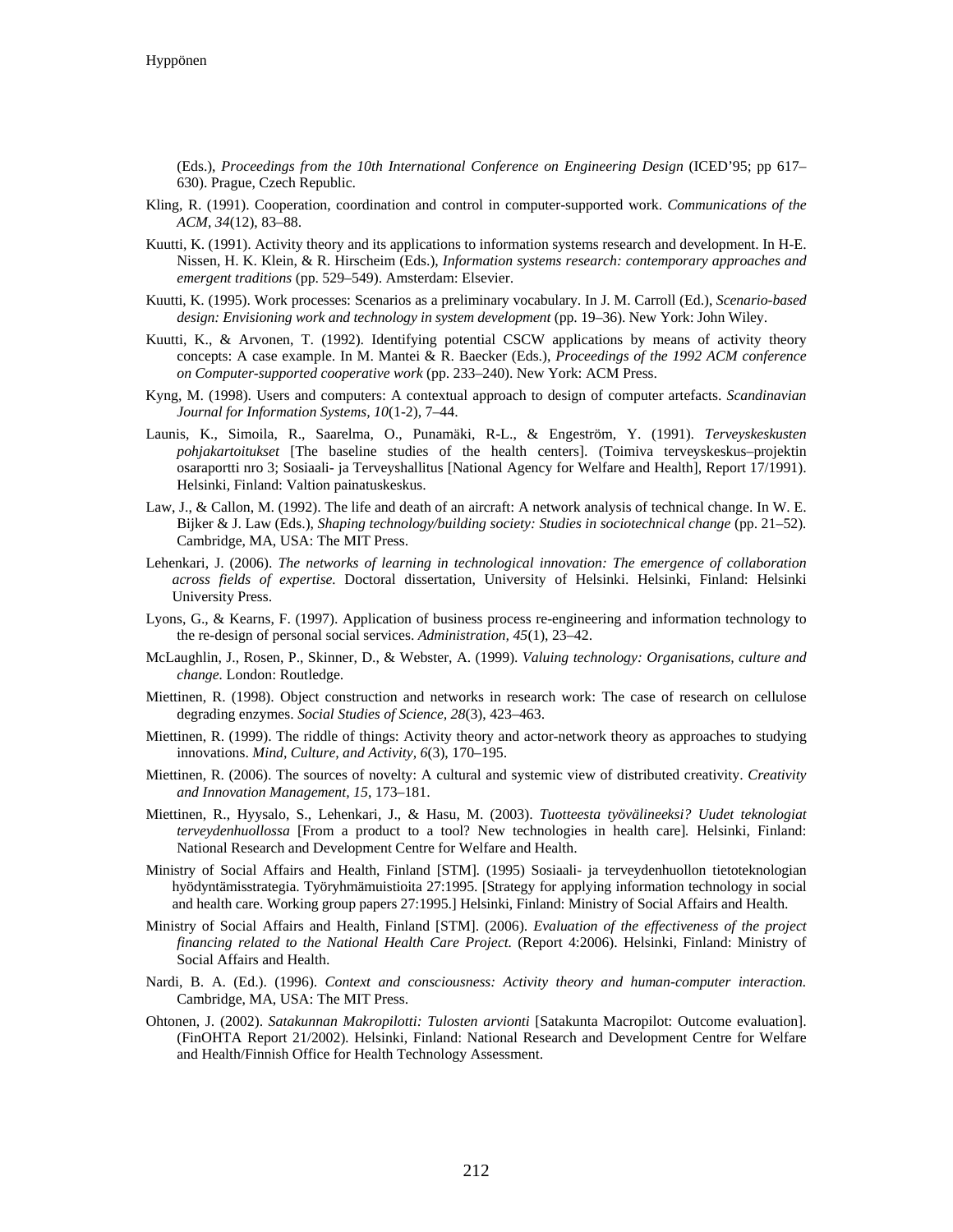(Eds.), *Proceedings from the 10th International Conference on Engineering Design* (ICED'95; pp 617–630). Prague, Czech Republic.

Kling, R. (1991). Cooperation, coordination and control in computer-supported work. *Communications of the ACM, 34*(12), 83–88.

Kuutti, K. (1991). Activity theory and its applications to information systems research and development. In H-E. Nissen, H. K. Klein, & R. Hirscheim (Eds.), *Information systems research: contemporary approaches and emergent traditions* (pp. 529–549). Amsterdam: Elsevier.

Kuutti, K. (1995). Work processes: Scenarios as a preliminary vocabulary. In J. M. Carroll (Ed.), *Scenario-based design: Envisioning work and technology in system development* (pp. 19–36). New York: John Wiley.

Kuutti, K., & Arvonen, T. (1992). Identifying potential CSCW applications by means of activity theory concepts: A case example. In M. Mantei & R. Baecker (Eds.), *Proceedings of the 1992 ACM conference on Computer-supported cooperative work* (pp. 233–240). New York: ACM Press.

Kyng, M. (1998). Users and computers: A contextual approach to design of computer artefacts. *Scandinavian Journal for Information Systems, 10*(1-2), 7–44.

Launis, K., Simoila, R., Saarelma, O., Punamäki, R-L., & Engeström, Y. (1991). *Terveyskeskusten pohjakartoitukset* [The baseline studies of the health centers]. (Toimiva terveyskeskus–projektin osaraportti nro 3; Sosiaali- ja Terveyshallitus [National Agency for Welfare and Health], Report 17/1991). Helsinki, Finland: Valtion painatuskeskus.

Law, J., & Callon, M. (1992). The life and death of an aircraft: A network analysis of technical change. In W. E. Bijker & J. Law (Eds.), *Shaping technology/building society: Studies in sociotechnical change* (pp. 21–52). Cambridge, MA, USA: The MIT Press.

Lehenkari, J. (2006). *The networks of learning in technological innovation: The emergence of collaboration across fields of expertise.* Doctoral dissertation, University of Helsinki. Helsinki, Finland: Helsinki University Press.

Lyons, G., & Kearns, F. (1997). Application of business process re-engineering and information technology to the re-design of personal social services. *Administration, 45*(1), 23–42.

McLaughlin, J., Rosen, P., Skinner, D., & Webster, A. (1999). *Valuing technology: Organisations, culture and change.* London: Routledge.

Miettinen, R. (1998). Object construction and networks in research work: The case of research on cellulose degrading enzymes. *Social Studies of Science, 28*(3), 423–463.

Miettinen, R. (1999). The riddle of things: Activity theory and actor-network theory as approaches to studying innovations. *Mind, Culture, and Activity, 6*(3), 170–195.

Miettinen, R. (2006). The sources of novelty: A cultural and systemic view of distributed creativity. *Creativity and Innovation Management, 15*, 173–181.

Miettinen, R., Hyysalo, S., Lehenkari, J., & Hasu, M. (2003). *Tuotteesta työvälineeksi? Uudet teknologiat terveydenhuollossa* [From a product to a tool? New technologies in health care]*.* Helsinki, Finland: National Research and Development Centre for Welfare and Health.

Ministry of Social Affairs and Health, Finland [STM]. (1995) Sosiaali- ja terveydenhuollon tietoteknologian hyödyntämisstrategia. Työryhmämuistioita 27:1995. [Strategy for applying information technology in social and health care. Working group papers 27:1995.] Helsinki, Finland: Ministry of Social Affairs and Health.

Ministry of Social Affairs and Health, Finland [STM]. (2006). *Evaluation of the effectiveness of the project financing related to the National Health Care Project.* (Report 4:2006). Helsinki, Finland: Ministry of Social Affairs and Health.

Nardi, B. A. (Ed.). (1996). *Context and consciousness: Activity theory and human-computer interaction.* Cambridge, MA, USA: The MIT Press.

Ohtonen, J. (2002). *Satakunnan Makropilotti: Tulosten arvionti* [Satakunta Macropilot: Outcome evaluation]. (FinOHTA Report 21/2002). Helsinki, Finland: National Research and Development Centre for Welfare and Health/Finnish Office for Health Technology Assessment.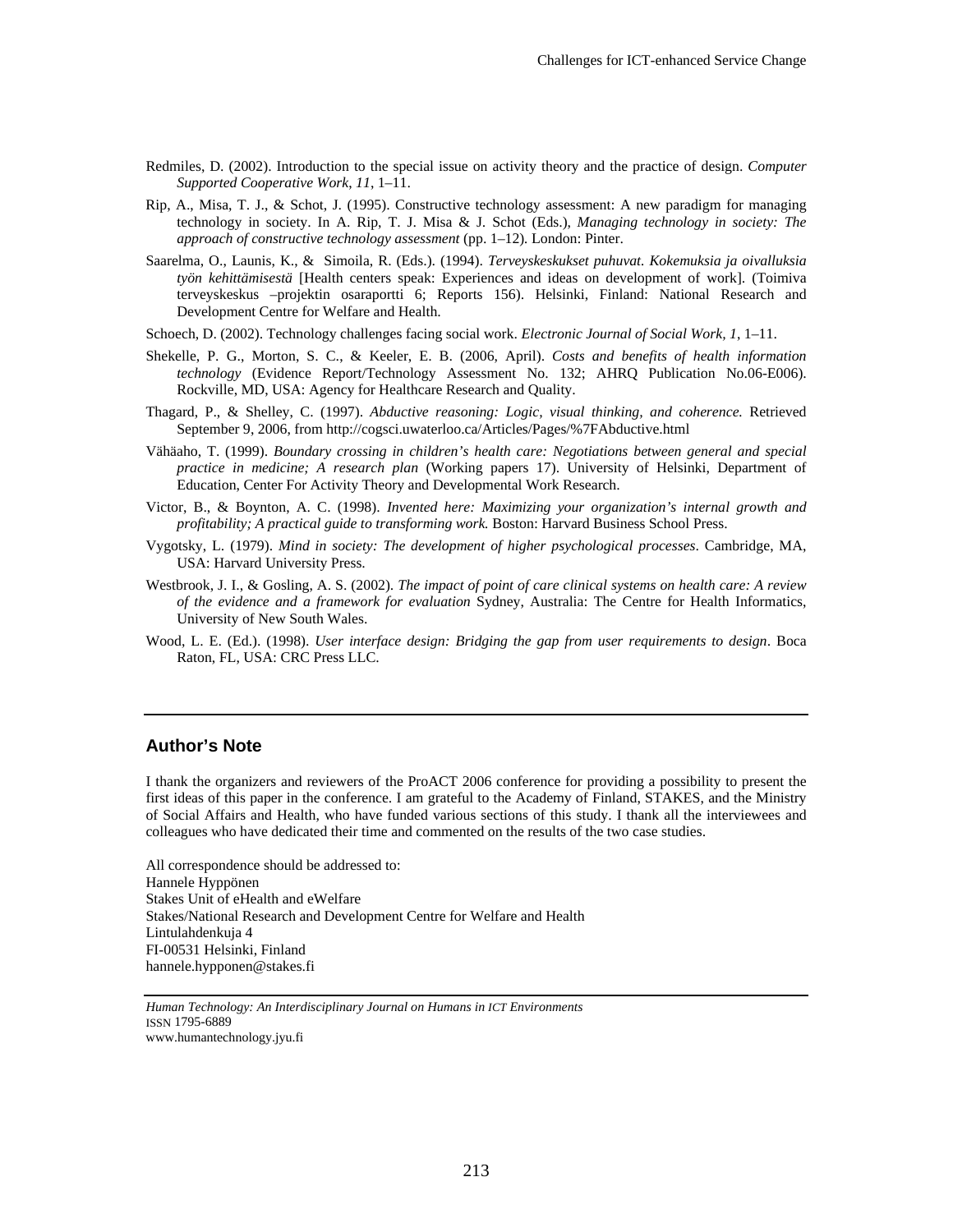Redmiles, D. (2002). Introduction to the special issue on activity theory and the practice of design. *Computer Supported Cooperative Work*, *11*, 1–11.

Rip, A., Misa, T. J., & Schot, J. (1995). Constructive technology assessment: A new paradigm for managing technology in society. In A. Rip, T. J. Misa & J. Schot (Eds.), *Managing technology in society: The approach of constructive technology assessment* (pp. 1–12). London: Pinter.

Saarelma, O., Launis, K., & Simoila, R. (Eds.). (1994). *Terveyskeskukset puhuvat. Kokemuksia ja oivalluksia työn kehittämisestä* [Health centers speak: Experiences and ideas on development of work]. (Toimiva terveyskeskus –projektin osaraportti 6; Reports 156). Helsinki, Finland: National Research and Development Centre for Welfare and Health.

Schoech, D. (2002). Technology challenges facing social work. *Electronic Journal of Social Work, 1*, 1–11.

Shekelle, P. G., Morton, S. C., & Keeler, E. B. (2006, April). *Costs and benefits of health information technology* (Evidence Report/Technology Assessment No. 132; AHRQ Publication No.06-E006). Rockville, MD, USA: Agency for Healthcare Research and Quality.

Thagard, P., & Shelley, C. (1997). *Abductive reasoning: Logic, visual thinking, and coherence.* Retrieved September 9, 2006, from http://cogsci.uwaterloo.ca/Articles/Pages/%7FAbductive.html

Vähäaho, T. (1999). *Boundary crossing in children's health care: Negotiations between general and special practice in medicine; A research plan* (Working papers 17). University of Helsinki, Department of Education, Center For Activity Theory and Developmental Work Research.

Victor, B., & Boynton, A. C. (1998). *Invented here: Maximizing your organization's internal growth and profitability; A practical guide to transforming work.* Boston: Harvard Business School Press.

Vygotsky, L. (1979). *Mind in society: The development of higher psychological processes*. Cambridge, MA, USA: Harvard University Press.

Westbrook, J. I., & Gosling, A. S. (2002). *The impact of point of care clinical systems on health care: A review of the evidence and a framework for evaluation* Sydney, Australia: The Centre for Health Informatics, University of New South Wales.

Wood, L. E. (Ed.). (1998). *User interface design: Bridging the gap from user requirements to design*. Boca Raton, FL, USA: CRC Press LLC.

## Author's Note

I thank the organizers and reviewers of the ProACT 2006 conference for providing a possibility to present the first ideas of this paper in the conference. I am grateful to the Academy of Finland, STAKES, and the Ministry of Social Affairs and Health, who have funded various sections of this study. I thank all the interviewees and colleagues who have dedicated their time and commented on the results of the two case studies.

All correspondence should be addressed to:
Hannele Hyppönen
Stakes Unit of eHealth and eWelfare
Stakes/National Research and Development Centre for Welfare and Health
Lintulahdenkuja 4
FI-00531 Helsinki, Finland
hannele.hypponen@stakes.fi

*Human Technology: An Interdisciplinary Journal on Humans in ICT Environments*
ISSN 1795-6889
www.humantechnology.jyu.fi